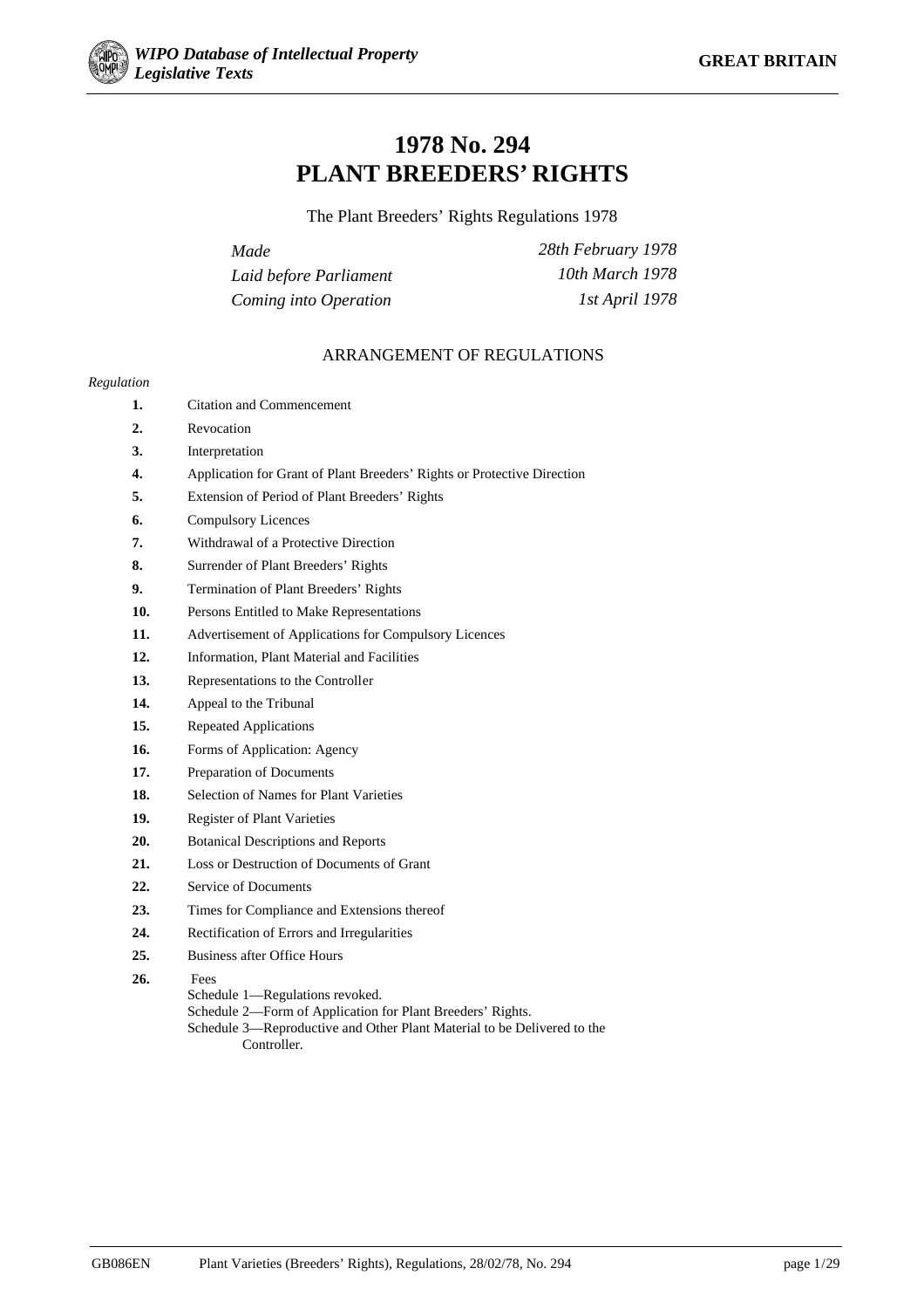# 1978 No. 294
# PLANT BREEDERS' RIGHTS

The Plant Breeders' Rights Regulations 1978

| | |
|---|---|
| *Made* | *28th February 1978* |
| *Laid before Parliament* | *10th March 1978* |
| *Coming into Operation* | *1st April 1978* |

## ARRANGEMENT OF REGULATIONS

*Regulation*

**1.** Citation and Commencement
**2.** Revocation
**3.** Interpretation
**4.** Application for Grant of Plant Breeders' Rights or Protective Direction
**5.** Extension of Period of Plant Breeders' Rights
**6.** Compulsory Licences
**7.** Withdrawal of a Protective Direction
**8.** Surrender of Plant Breeders' Rights
**9.** Termination of Plant Breeders' Rights
**10.** Persons Entitled to Make Representations
**11.** Advertisement of Applications for Compulsory Licences
**12.** Information, Plant Material and Facilities
**13.** Representations to the Controller
**14.** Appeal to the Tribunal
**15.** Repeated Applications
**16.** Forms of Application: Agency
**17.** Preparation of Documents
**18.** Selection of Names for Plant Varieties
**19.** Register of Plant Varieties
**20.** Botanical Descriptions and Reports
**21.** Loss or Destruction of Documents of Grant
**22.** Service of Documents
**23.** Times for Compliance and Extensions thereof
**24.** Rectification of Errors and Irregularities
**25.** Business after Office Hours
**26.** Fees

Schedule 1—Regulations revoked.
Schedule 2—Form of Application for Plant Breeders' Rights.
Schedule 3—Reproductive and Other Plant Material to be Delivered to the Controller.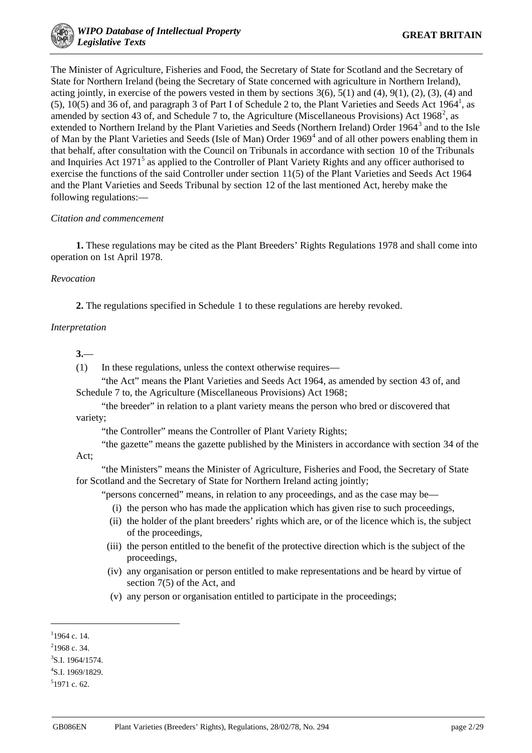The Minister of Agriculture, Fisheries and Food, the Secretary of State for Scotland and the Secretary of State for Northern Ireland (being the Secretary of State concerned with agriculture in Northern Ireland), acting jointly, in exercise of the powers vested in them by sections 3(6), 5(1) and (4), 9(1), (2), (3), (4) and (5), 10(5) and 36 of, and paragraph 3 of Part I of Schedule 2 to, the Plant Varieties and Seeds Act 1964[1], as amended by section 43 of, and Schedule 7 to, the Agriculture (Miscellaneous Provisions) Act 1968[2], as extended to Northern Ireland by the Plant Varieties and Seeds (Northern Ireland) Order 1964[3] and to the Isle of Man by the Plant Varieties and Seeds (Isle of Man) Order 1969[4] and of all other powers enabling them in that behalf, after consultation with the Council on Tribunals in accordance with section 10 of the Tribunals and Inquiries Act 1971[5] as applied to the Controller of Plant Variety Rights and any officer authorised to exercise the functions of the said Controller under section 11(5) of the Plant Varieties and Seeds Act 1964 and the Plant Varieties and Seeds Tribunal by section 12 of the last mentioned Act, hereby make the following regulations:—

*Citation and commencement*

**1.** These regulations may be cited as the Plant Breeders' Rights Regulations 1978 and shall come into operation on 1st April 1978.

*Revocation*

**2.** The regulations specified in Schedule 1 to these regulations are hereby revoked.

*Interpretation*

**3.**—

(1) In these regulations, unless the context otherwise requires—

"the Act" means the Plant Varieties and Seeds Act 1964, as amended by section 43 of, and Schedule 7 to, the Agriculture (Miscellaneous Provisions) Act 1968;

"the breeder" in relation to a plant variety means the person who bred or discovered that variety;

"the Controller" means the Controller of Plant Variety Rights;

"the gazette" means the gazette published by the Ministers in accordance with section 34 of the Act;

"the Ministers" means the Minister of Agriculture, Fisheries and Food, the Secretary of State for Scotland and the Secretary of State for Northern Ireland acting jointly;

"persons concerned" means, in relation to any proceedings, and as the case may be—

- (i) the person who has made the application which has given rise to such proceedings,
- (ii) the holder of the plant breeders' rights which are, or of the licence which is, the subject of the proceedings,
- (iii) the person entitled to the benefit of the protective direction which is the subject of the proceedings,
- (iv) any organisation or person entitled to make representations and be heard by virtue of section 7(5) of the Act, and
- (v) any person or organisation entitled to participate in the proceedings;

---

[1] 1964 c. 14.

[2] 1968 c. 34.

[3] S.I. 1964/1574.

[4] S.I. 1969/1829.

[5] 1971 c. 62.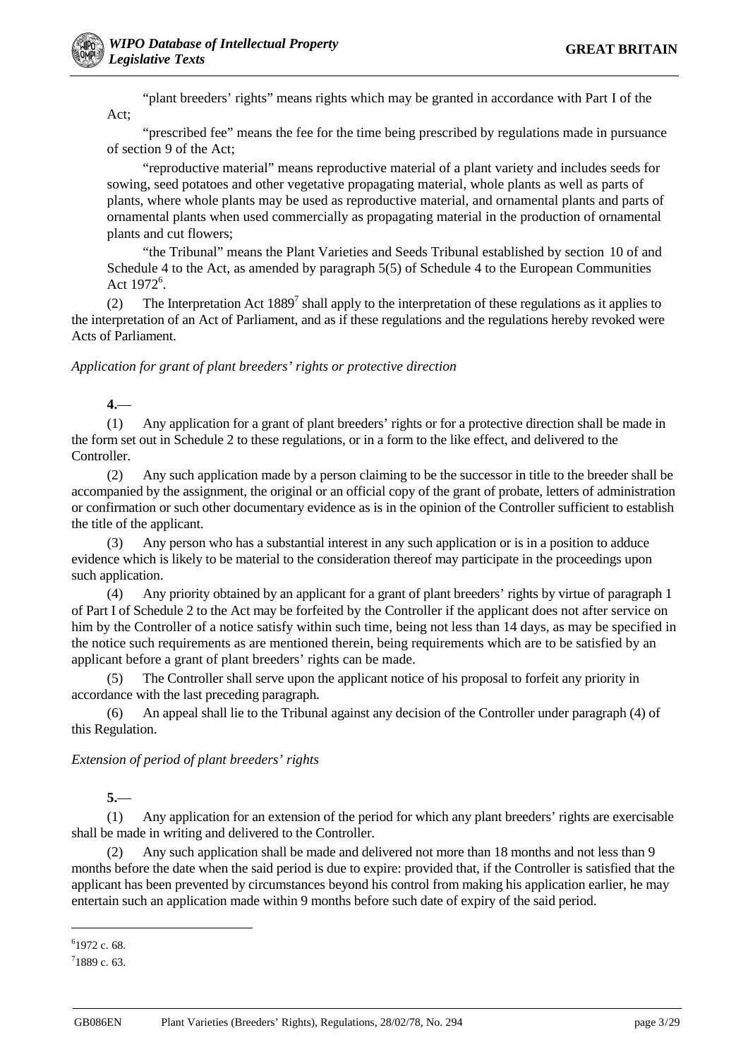"plant breeders' rights" means rights which may be granted in accordance with Part I of the Act;

"prescribed fee" means the fee for the time being prescribed by regulations made in pursuance of section 9 of the Act;

"reproductive material" means reproductive material of a plant variety and includes seeds for sowing, seed potatoes and other vegetative propagating material, whole plants as well as parts of plants, where whole plants may be used as reproductive material, and ornamental plants and parts of ornamental plants when used commercially as propagating material in the production of ornamental plants and cut flowers;

"the Tribunal" means the Plant Varieties and Seeds Tribunal established by section 10 of and Schedule 4 to the Act, as amended by paragraph 5(5) of Schedule 4 to the European Communities Act 1972[6].

(2) The Interpretation Act 1889[7] shall apply to the interpretation of these regulations as it applies to the interpretation of an Act of Parliament, and as if these regulations and the regulations hereby revoked were Acts of Parliament.

*Application for grant of plant breeders' rights or protective direction*

**4.**—

(1) Any application for a grant of plant breeders' rights or for a protective direction shall be made in the form set out in Schedule 2 to these regulations, or in a form to the like effect, and delivered to the Controller.

(2) Any such application made by a person claiming to be the successor in title to the breeder shall be accompanied by the assignment, the original or an official copy of the grant of probate, letters of administration or confirmation or such other documentary evidence as is in the opinion of the Controller sufficient to establish the title of the applicant.

(3) Any person who has a substantial interest in any such application or is in a position to adduce evidence which is likely to be material to the consideration thereof may participate in the proceedings upon such application.

(4) Any priority obtained by an applicant for a grant of plant breeders' rights by virtue of paragraph 1 of Part I of Schedule 2 to the Act may be forfeited by the Controller if the applicant does not after service on him by the Controller of a notice satisfy within such time, being not less than 14 days, as may be specified in the notice such requirements as are mentioned therein, being requirements which are to be satisfied by an applicant before a grant of plant breeders' rights can be made.

(5) The Controller shall serve upon the applicant notice of his proposal to forfeit any priority in accordance with the last preceding paragraph.

(6) An appeal shall lie to the Tribunal against any decision of the Controller under paragraph (4) of this Regulation.

*Extension of period of plant breeders' rights*

**5.**—

(1) Any application for an extension of the period for which any plant breeders' rights are exercisable shall be made in writing and delivered to the Controller.

(2) Any such application shall be made and delivered not more than 18 months and not less than 9 months before the date when the said period is due to expire: provided that, if the Controller is satisfied that the applicant has been prevented by circumstances beyond his control from making his application earlier, he may entertain such an application made within 9 months before such date of expiry of the said period.

---

[6] 1972 c. 68.

[7] 1889 c. 63.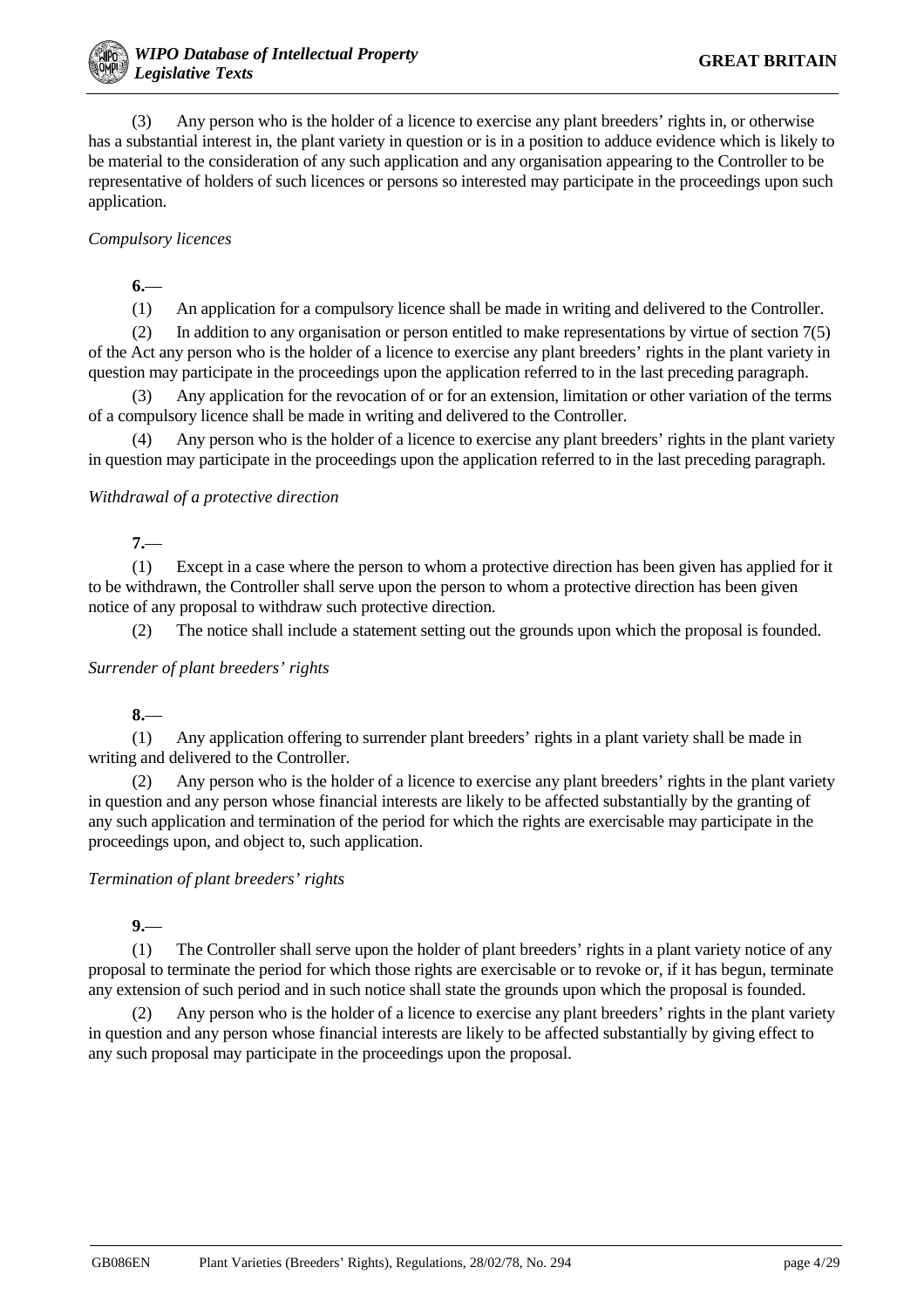(3) Any person who is the holder of a licence to exercise any plant breeders' rights in, or otherwise has a substantial interest in, the plant variety in question or is in a position to adduce evidence which is likely to be material to the consideration of any such application and any organisation appearing to the Controller to be representative of holders of such licences or persons so interested may participate in the proceedings upon such application.

*Compulsory licences*

**6.**—

(1) An application for a compulsory licence shall be made in writing and delivered to the Controller.

(2) In addition to any organisation or person entitled to make representations by virtue of section 7(5) of the Act any person who is the holder of a licence to exercise any plant breeders' rights in the plant variety in question may participate in the proceedings upon the application referred to in the last preceding paragraph.

(3) Any application for the revocation of or for an extension, limitation or other variation of the terms of a compulsory licence shall be made in writing and delivered to the Controller.

(4) Any person who is the holder of a licence to exercise any plant breeders' rights in the plant variety in question may participate in the proceedings upon the application referred to in the last preceding paragraph.

*Withdrawal of a protective direction*

**7.**—

(1) Except in a case where the person to whom a protective direction has been given has applied for it to be withdrawn, the Controller shall serve upon the person to whom a protective direction has been given notice of any proposal to withdraw such protective direction.

(2) The notice shall include a statement setting out the grounds upon which the proposal is founded.

*Surrender of plant breeders' rights*

**8.**—

(1) Any application offering to surrender plant breeders' rights in a plant variety shall be made in writing and delivered to the Controller.

(2) Any person who is the holder of a licence to exercise any plant breeders' rights in the plant variety in question and any person whose financial interests are likely to be affected substantially by the granting of any such application and termination of the period for which the rights are exercisable may participate in the proceedings upon, and object to, such application.

*Termination of plant breeders' rights*

**9.**—

(1) The Controller shall serve upon the holder of plant breeders' rights in a plant variety notice of any proposal to terminate the period for which those rights are exercisable or to revoke or, if it has begun, terminate any extension of such period and in such notice shall state the grounds upon which the proposal is founded.

(2) Any person who is the holder of a licence to exercise any plant breeders' rights in the plant variety in question and any person whose financial interests are likely to be affected substantially by giving effect to any such proposal may participate in the proceedings upon the proposal.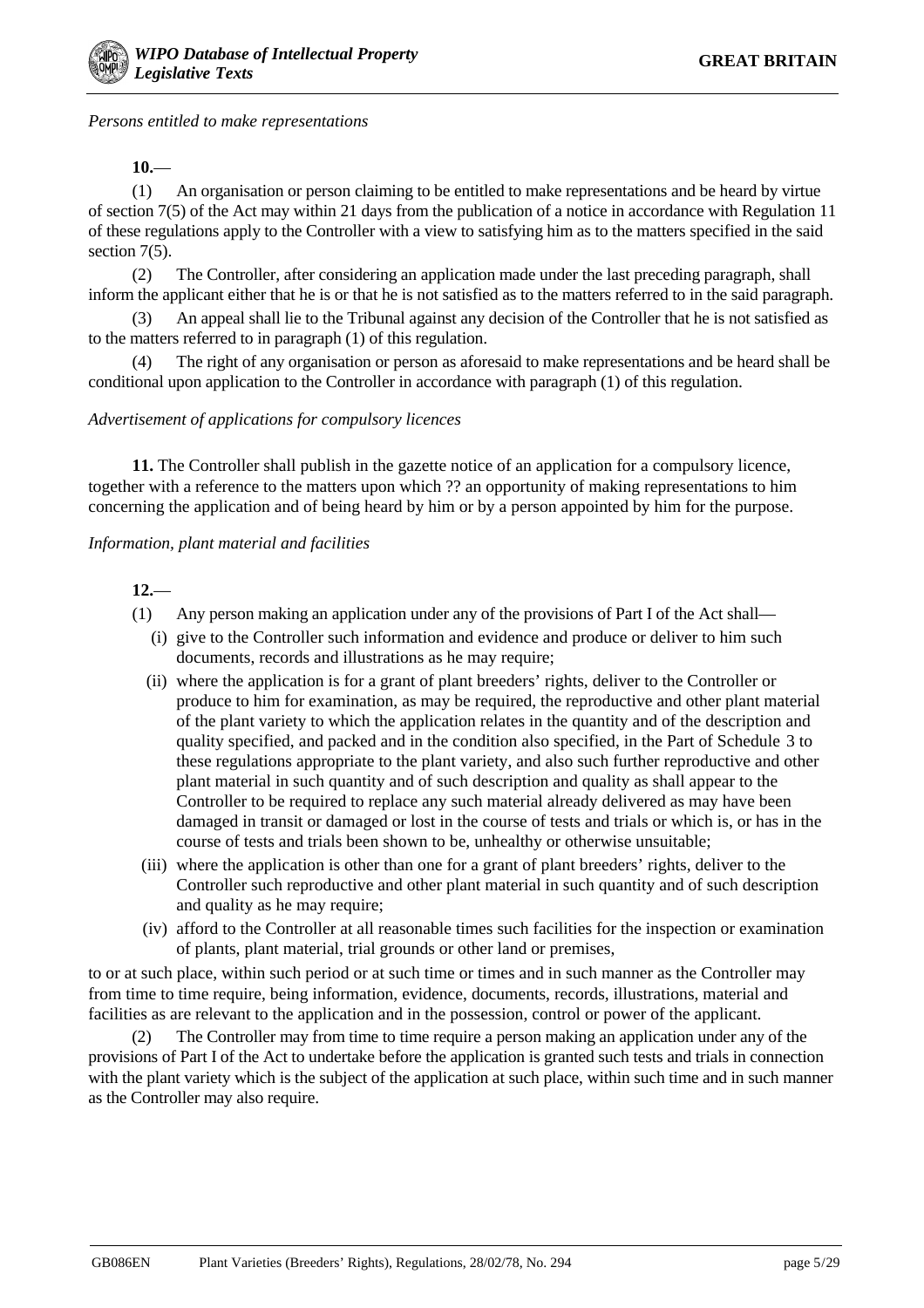*Persons entitled to make representations*

**10.**—

(1) An organisation or person claiming to be entitled to make representations and be heard by virtue of section 7(5) of the Act may within 21 days from the publication of a notice in accordance with Regulation 11 of these regulations apply to the Controller with a view to satisfying him as to the matters specified in the said section 7(5).

(2) The Controller, after considering an application made under the last preceding paragraph, shall inform the applicant either that he is or that he is not satisfied as to the matters referred to in the said paragraph.

(3) An appeal shall lie to the Tribunal against any decision of the Controller that he is not satisfied as to the matters referred to in paragraph (1) of this regulation.

(4) The right of any organisation or person as aforesaid to make representations and be heard shall be conditional upon application to the Controller in accordance with paragraph (1) of this regulation.

*Advertisement of applications for compulsory licences*

**11.** The Controller shall publish in the gazette notice of an application for a compulsory licence, together with a reference to the matters upon which ?? an opportunity of making representations to him concerning the application and of being heard by him or by a person appointed by him for the purpose.

*Information, plant material and facilities*

**12.**—

(1) Any person making an application under any of the provisions of Part I of the Act shall—

(i) give to the Controller such information and evidence and produce or deliver to him such documents, records and illustrations as he may require;

(ii) where the application is for a grant of plant breeders' rights, deliver to the Controller or produce to him for examination, as may be required, the reproductive and other plant material of the plant variety to which the application relates in the quantity and of the description and quality specified, and packed and in the condition also specified, in the Part of Schedule 3 to these regulations appropriate to the plant variety, and also such further reproductive and other plant material in such quantity and of such description and quality as shall appear to the Controller to be required to replace any such material already delivered as may have been damaged in transit or damaged or lost in the course of tests and trials or which is, or has in the course of tests and trials been shown to be, unhealthy or otherwise unsuitable;

(iii) where the application is other than one for a grant of plant breeders' rights, deliver to the Controller such reproductive and other plant material in such quantity and of such description and quality as he may require;

(iv) afford to the Controller at all reasonable times such facilities for the inspection or examination of plants, plant material, trial grounds or other land or premises,

to or at such place, within such period or at such time or times and in such manner as the Controller may from time to time require, being information, evidence, documents, records, illustrations, material and facilities as are relevant to the application and in the possession, control or power of the applicant.

(2) The Controller may from time to time require a person making an application under any of the provisions of Part I of the Act to undertake before the application is granted such tests and trials in connection with the plant variety which is the subject of the application at such place, within such time and in such manner as the Controller may also require.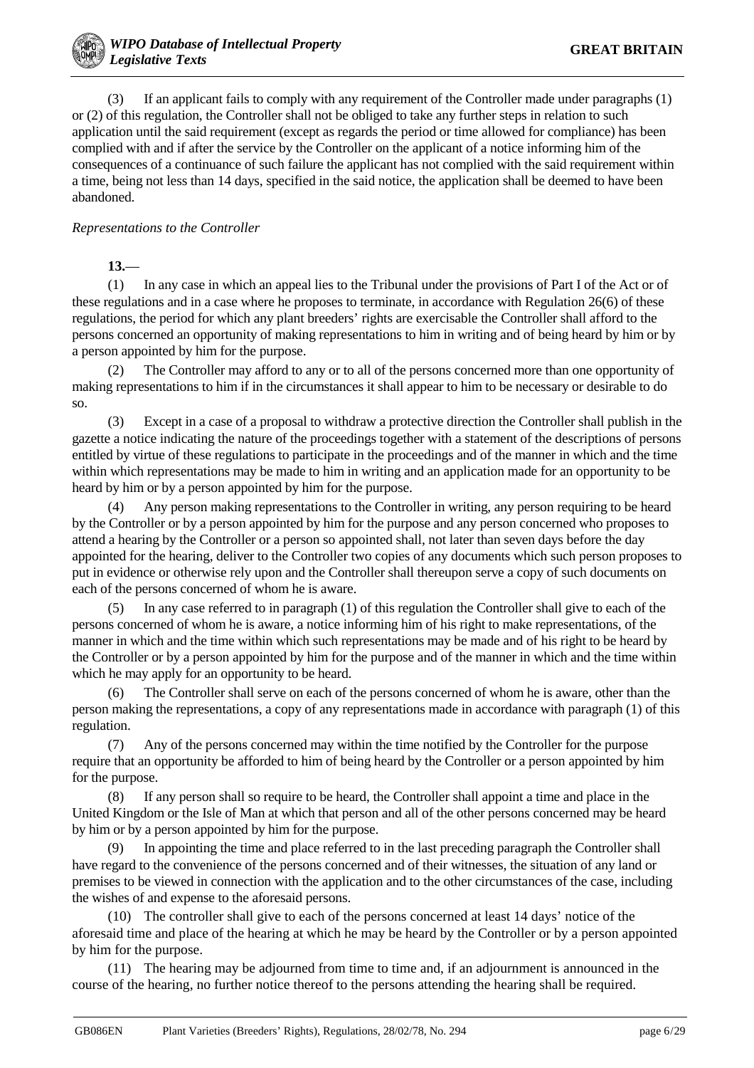(3) If an applicant fails to comply with any requirement of the Controller made under paragraphs (1) or (2) of this regulation, the Controller shall not be obliged to take any further steps in relation to such application until the said requirement (except as regards the period or time allowed for compliance) has been complied with and if after the service by the Controller on the applicant of a notice informing him of the consequences of a continuance of such failure the applicant has not complied with the said requirement within a time, being not less than 14 days, specified in the said notice, the application shall be deemed to have been abandoned.

*Representations to the Controller*

**13.**—

(1) In any case in which an appeal lies to the Tribunal under the provisions of Part I of the Act or of these regulations and in a case where he proposes to terminate, in accordance with Regulation 26(6) of these regulations, the period for which any plant breeders' rights are exercisable the Controller shall afford to the persons concerned an opportunity of making representations to him in writing and of being heard by him or by a person appointed by him for the purpose.

(2) The Controller may afford to any or to all of the persons concerned more than one opportunity of making representations to him if in the circumstances it shall appear to him to be necessary or desirable to do so.

(3) Except in a case of a proposal to withdraw a protective direction the Controller shall publish in the gazette a notice indicating the nature of the proceedings together with a statement of the descriptions of persons entitled by virtue of these regulations to participate in the proceedings and of the manner in which and the time within which representations may be made to him in writing and an application made for an opportunity to be heard by him or by a person appointed by him for the purpose.

(4) Any person making representations to the Controller in writing, any person requiring to be heard by the Controller or by a person appointed by him for the purpose and any person concerned who proposes to attend a hearing by the Controller or a person so appointed shall, not later than seven days before the day appointed for the hearing, deliver to the Controller two copies of any documents which such person proposes to put in evidence or otherwise rely upon and the Controller shall thereupon serve a copy of such documents on each of the persons concerned of whom he is aware.

(5) In any case referred to in paragraph (1) of this regulation the Controller shall give to each of the persons concerned of whom he is aware, a notice informing him of his right to make representations, of the manner in which and the time within which such representations may be made and of his right to be heard by the Controller or by a person appointed by him for the purpose and of the manner in which and the time within which he may apply for an opportunity to be heard.

(6) The Controller shall serve on each of the persons concerned of whom he is aware, other than the person making the representations, a copy of any representations made in accordance with paragraph (1) of this regulation.

(7) Any of the persons concerned may within the time notified by the Controller for the purpose require that an opportunity be afforded to him of being heard by the Controller or a person appointed by him for the purpose.

(8) If any person shall so require to be heard, the Controller shall appoint a time and place in the United Kingdom or the Isle of Man at which that person and all of the other persons concerned may be heard by him or by a person appointed by him for the purpose.

(9) In appointing the time and place referred to in the last preceding paragraph the Controller shall have regard to the convenience of the persons concerned and of their witnesses, the situation of any land or premises to be viewed in connection with the application and to the other circumstances of the case, including the wishes of and expense to the aforesaid persons.

(10) The controller shall give to each of the persons concerned at least 14 days' notice of the aforesaid time and place of the hearing at which he may be heard by the Controller or by a person appointed by him for the purpose.

(11) The hearing may be adjourned from time to time and, if an adjournment is announced in the course of the hearing, no further notice thereof to the persons attending the hearing shall be required.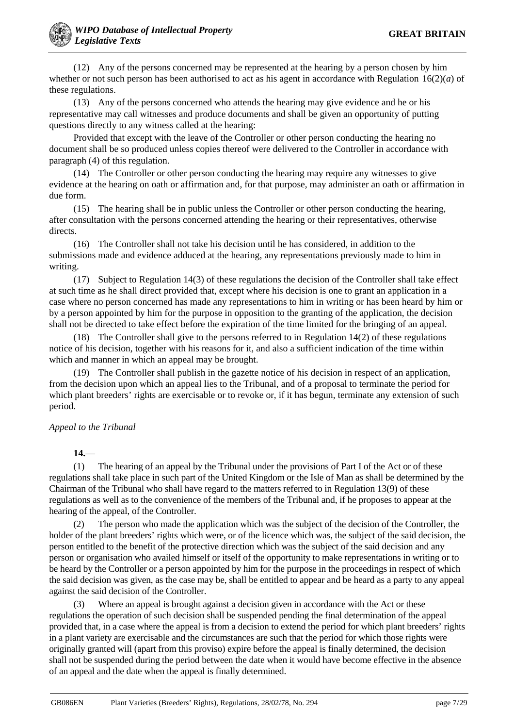(12) Any of the persons concerned may be represented at the hearing by a person chosen by him whether or not such person has been authorised to act as his agent in accordance with Regulation 16(2)(*a*) of these regulations.

(13) Any of the persons concerned who attends the hearing may give evidence and he or his representative may call witnesses and produce documents and shall be given an opportunity of putting questions directly to any witness called at the hearing:

Provided that except with the leave of the Controller or other person conducting the hearing no document shall be so produced unless copies thereof were delivered to the Controller in accordance with paragraph (4) of this regulation.

(14) The Controller or other person conducting the hearing may require any witnesses to give evidence at the hearing on oath or affirmation and, for that purpose, may administer an oath or affirmation in due form.

(15) The hearing shall be in public unless the Controller or other person conducting the hearing, after consultation with the persons concerned attending the hearing or their representatives, otherwise directs.

(16) The Controller shall not take his decision until he has considered, in addition to the submissions made and evidence adduced at the hearing, any representations previously made to him in writing.

(17) Subject to Regulation 14(3) of these regulations the decision of the Controller shall take effect at such time as he shall direct provided that, except where his decision is one to grant an application in a case where no person concerned has made any representations to him in writing or has been heard by him or by a person appointed by him for the purpose in opposition to the granting of the application, the decision shall not be directed to take effect before the expiration of the time limited for the bringing of an appeal.

(18) The Controller shall give to the persons referred to in Regulation 14(2) of these regulations notice of his decision, together with his reasons for it, and also a sufficient indication of the time within which and manner in which an appeal may be brought.

(19) The Controller shall publish in the gazette notice of his decision in respect of an application, from the decision upon which an appeal lies to the Tribunal, and of a proposal to terminate the period for which plant breeders' rights are exercisable or to revoke or, if it has begun, terminate any extension of such period.

*Appeal to the Tribunal*

**14.**—

(1) The hearing of an appeal by the Tribunal under the provisions of Part I of the Act or of these regulations shall take place in such part of the United Kingdom or the Isle of Man as shall be determined by the Chairman of the Tribunal who shall have regard to the matters referred to in Regulation 13(9) of these regulations as well as to the convenience of the members of the Tribunal and, if he proposes to appear at the hearing of the appeal, of the Controller.

(2) The person who made the application which was the subject of the decision of the Controller, the holder of the plant breeders' rights which were, or of the licence which was, the subject of the said decision, the person entitled to the benefit of the protective direction which was the subject of the said decision and any person or organisation who availed himself or itself of the opportunity to make representations in writing or to be heard by the Controller or a person appointed by him for the purpose in the proceedings in respect of which the said decision was given, as the case may be, shall be entitled to appear and be heard as a party to any appeal against the said decision of the Controller.

(3) Where an appeal is brought against a decision given in accordance with the Act or these regulations the operation of such decision shall be suspended pending the final determination of the appeal provided that, in a case where the appeal is from a decision to extend the period for which plant breeders' rights in a plant variety are exercisable and the circumstances are such that the period for which those rights were originally granted will (apart from this proviso) expire before the appeal is finally determined, the decision shall not be suspended during the period between the date when it would have become effective in the absence of an appeal and the date when the appeal is finally determined.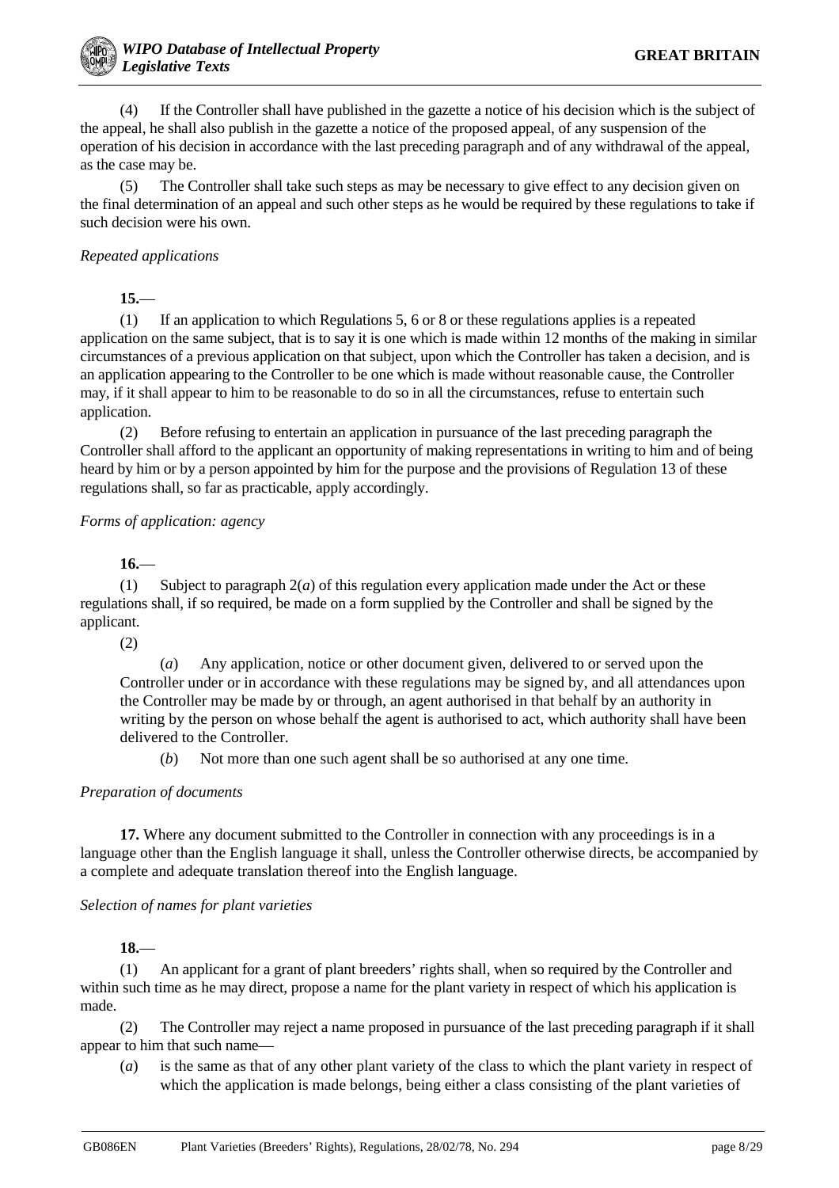(4) If the Controller shall have published in the gazette a notice of his decision which is the subject of the appeal, he shall also publish in the gazette a notice of the proposed appeal, of any suspension of the operation of his decision in accordance with the last preceding paragraph and of any withdrawal of the appeal, as the case may be.

(5) The Controller shall take such steps as may be necessary to give effect to any decision given on the final determination of an appeal and such other steps as he would be required by these regulations to take if such decision were his own.

*Repeated applications*

**15.**—

(1) If an application to which Regulations 5, 6 or 8 or these regulations applies is a repeated application on the same subject, that is to say it is one which is made within 12 months of the making in similar circumstances of a previous application on that subject, upon which the Controller has taken a decision, and is an application appearing to the Controller to be one which is made without reasonable cause, the Controller may, if it shall appear to him to be reasonable to do so in all the circumstances, refuse to entertain such application.

(2) Before refusing to entertain an application in pursuance of the last preceding paragraph the Controller shall afford to the applicant an opportunity of making representations in writing to him and of being heard by him or by a person appointed by him for the purpose and the provisions of Regulation 13 of these regulations shall, so far as practicable, apply accordingly.

*Forms of application: agency*

**16.**—

(1) Subject to paragraph 2(*a*) of this regulation every application made under the Act or these regulations shall, if so required, be made on a form supplied by the Controller and shall be signed by the applicant.

(2)

(*a*) Any application, notice or other document given, delivered to or served upon the Controller under or in accordance with these regulations may be signed by, and all attendances upon the Controller may be made by or through, an agent authorised in that behalf by an authority in writing by the person on whose behalf the agent is authorised to act, which authority shall have been delivered to the Controller.

(*b*) Not more than one such agent shall be so authorised at any one time.

*Preparation of documents*

**17.** Where any document submitted to the Controller in connection with any proceedings is in a language other than the English language it shall, unless the Controller otherwise directs, be accompanied by a complete and adequate translation thereof into the English language.

*Selection of names for plant varieties*

**18.**—

(1) An applicant for a grant of plant breeders' rights shall, when so required by the Controller and within such time as he may direct, propose a name for the plant variety in respect of which his application is made.

(2) The Controller may reject a name proposed in pursuance of the last preceding paragraph if it shall appear to him that such name—

(*a*) is the same as that of any other plant variety of the class to which the plant variety in respect of which the application is made belongs, being either a class consisting of the plant varieties of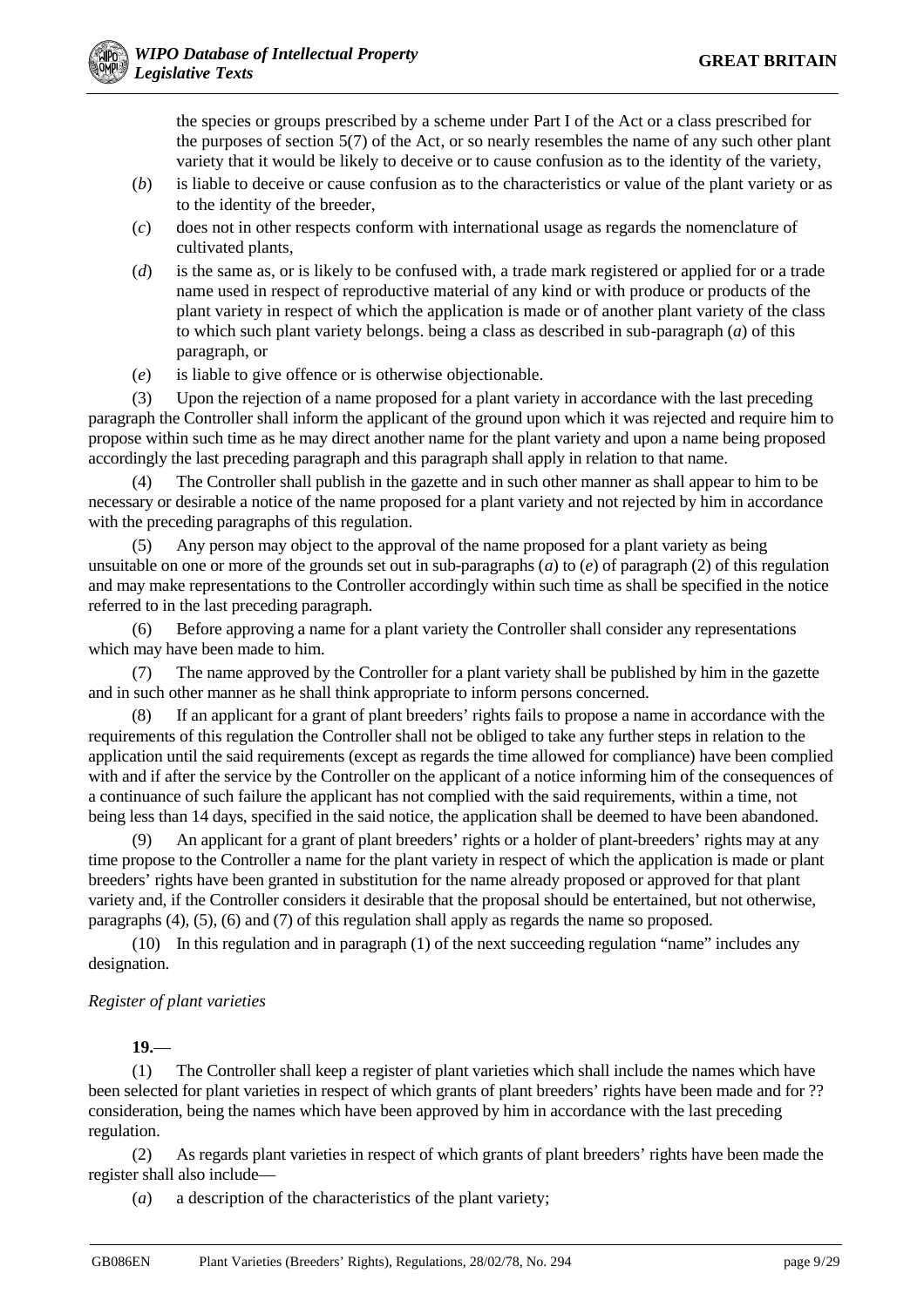the species or groups prescribed by a scheme under Part I of the Act or a class prescribed for the purposes of section 5(7) of the Act, or so nearly resembles the name of any such other plant variety that it would be likely to deceive or to cause confusion as to the identity of the variety,

(*b*) is liable to deceive or cause confusion as to the characteristics or value of the plant variety or as to the identity of the breeder,

(*c*) does not in other respects conform with international usage as regards the nomenclature of cultivated plants,

(*d*) is the same as, or is likely to be confused with, a trade mark registered or applied for or a trade name used in respect of reproductive material of any kind or with produce or products of the plant variety in respect of which the application is made or of another plant variety of the class to which such plant variety belongs. being a class as described in sub-paragraph (*a*) of this paragraph, or

(*e*) is liable to give offence or is otherwise objectionable.

(3) Upon the rejection of a name proposed for a plant variety in accordance with the last preceding paragraph the Controller shall inform the applicant of the ground upon which it was rejected and require him to propose within such time as he may direct another name for the plant variety and upon a name being proposed accordingly the last preceding paragraph and this paragraph shall apply in relation to that name.

(4) The Controller shall publish in the gazette and in such other manner as shall appear to him to be necessary or desirable a notice of the name proposed for a plant variety and not rejected by him in accordance with the preceding paragraphs of this regulation.

(5) Any person may object to the approval of the name proposed for a plant variety as being unsuitable on one or more of the grounds set out in sub-paragraphs (*a*) to (*e*) of paragraph (2) of this regulation and may make representations to the Controller accordingly within such time as shall be specified in the notice referred to in the last preceding paragraph.

(6) Before approving a name for a plant variety the Controller shall consider any representations which may have been made to him.

(7) The name approved by the Controller for a plant variety shall be published by him in the gazette and in such other manner as he shall think appropriate to inform persons concerned.

(8) If an applicant for a grant of plant breeders' rights fails to propose a name in accordance with the requirements of this regulation the Controller shall not be obliged to take any further steps in relation to the application until the said requirements (except as regards the time allowed for compliance) have been complied with and if after the service by the Controller on the applicant of a notice informing him of the consequences of a continuance of such failure the applicant has not complied with the said requirements, within a time, not being less than 14 days, specified in the said notice, the application shall be deemed to have been abandoned.

(9) An applicant for a grant of plant breeders' rights or a holder of plant-breeders' rights may at any time propose to the Controller a name for the plant variety in respect of which the application is made or plant breeders' rights have been granted in substitution for the name already proposed or approved for that plant variety and, if the Controller considers it desirable that the proposal should be entertained, but not otherwise, paragraphs (4), (5), (6) and (7) of this regulation shall apply as regards the name so proposed.

(10) In this regulation and in paragraph (1) of the next succeeding regulation "name" includes any designation.

*Register of plant varieties*

**19.**—

(1) The Controller shall keep a register of plant varieties which shall include the names which have been selected for plant varieties in respect of which grants of plant breeders' rights have been made and for ?? consideration, being the names which have been approved by him in accordance with the last preceding regulation.

(2) As regards plant varieties in respect of which grants of plant breeders' rights have been made the register shall also include—

(*a*) a description of the characteristics of the plant variety;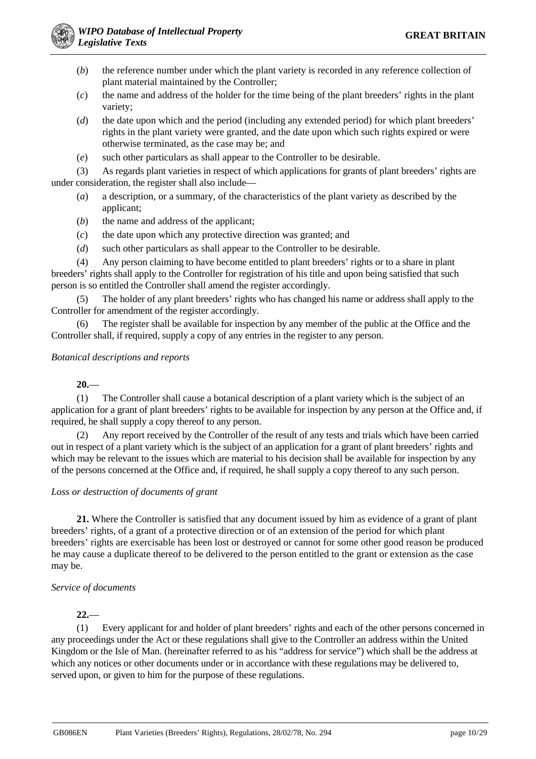(*b*) the reference number under which the plant variety is recorded in any reference collection of plant material maintained by the Controller;

(*c*) the name and address of the holder for the time being of the plant breeders' rights in the plant variety;

(*d*) the date upon which and the period (including any extended period) for which plant breeders' rights in the plant variety were granted, and the date upon which such rights expired or were otherwise terminated, as the case may be; and

(*e*) such other particulars as shall appear to the Controller to be desirable.

(3) As regards plant varieties in respect of which applications for grants of plant breeders' rights are under consideration, the register shall also include—

(*a*) a description, or a summary, of the characteristics of the plant variety as described by the applicant;

(*b*) the name and address of the applicant;

(*c*) the date upon which any protective direction was granted; and

(*d*) such other particulars as shall appear to the Controller to be desirable.

(4) Any person claiming to have become entitled to plant breeders' rights or to a share in plant breeders' rights shall apply to the Controller for registration of his title and upon being satisfied that such person is so entitled the Controller shall amend the register accordingly.

(5) The holder of any plant breeders' rights who has changed his name or address shall apply to the Controller for amendment of the register accordingly.

(6) The register shall be available for inspection by any member of the public at the Office and the Controller shall, if required, supply a copy of any entries in the register to any person.

*Botanical descriptions and reports*

**20.**—

(1) The Controller shall cause a botanical description of a plant variety which is the subject of an application for a grant of plant breeders' rights to be available for inspection by any person at the Office and, if required, he shall supply a copy thereof to any person.

(2) Any report received by the Controller of the result of any tests and trials which have been carried out in respect of a plant variety which is the subject of an application for a grant of plant breeders' rights and which may be relevant to the issues which are material to his decision shall be available for inspection by any of the persons concerned at the Office and, if required, he shall supply a copy thereof to any such person.

*Loss or destruction of documents of grant*

**21.** Where the Controller is satisfied that any document issued by him as evidence of a grant of plant breeders' rights, of a grant of a protective direction or of an extension of the period for which plant breeders' rights are exercisable has been lost or destroyed or cannot for some other good reason be produced he may cause a duplicate thereof to be delivered to the person entitled to the grant or extension as the case may be.

*Service of documents*

**22.**—

(1) Every applicant for and holder of plant breeders' rights and each of the other persons concerned in any proceedings under the Act or these regulations shall give to the Controller an address within the United Kingdom or the Isle of Man. (hereinafter referred to as his "address for service") which shall be the address at which any notices or other documents under or in accordance with these regulations may be delivered to, served upon, or given to him for the purpose of these regulations.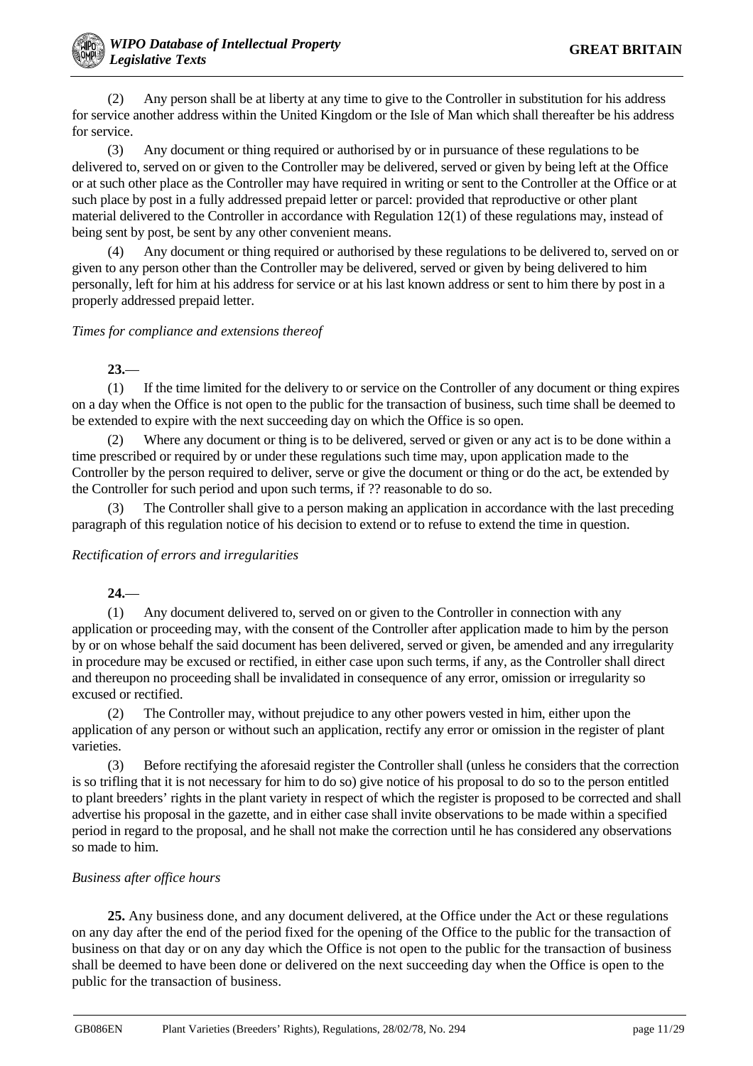(2) Any person shall be at liberty at any time to give to the Controller in substitution for his address for service another address within the United Kingdom or the Isle of Man which shall thereafter be his address for service.

(3) Any document or thing required or authorised by or in pursuance of these regulations to be delivered to, served on or given to the Controller may be delivered, served or given by being left at the Office or at such other place as the Controller may have required in writing or sent to the Controller at the Office or at such place by post in a fully addressed prepaid letter or parcel: provided that reproductive or other plant material delivered to the Controller in accordance with Regulation 12(1) of these regulations may, instead of being sent by post, be sent by any other convenient means.

(4) Any document or thing required or authorised by these regulations to be delivered to, served on or given to any person other than the Controller may be delivered, served or given by being delivered to him personally, left for him at his address for service or at his last known address or sent to him there by post in a properly addressed prepaid letter.

*Times for compliance and extensions thereof*

**23.**—

(1) If the time limited for the delivery to or service on the Controller of any document or thing expires on a day when the Office is not open to the public for the transaction of business, such time shall be deemed to be extended to expire with the next succeeding day on which the Office is so open.

(2) Where any document or thing is to be delivered, served or given or any act is to be done within a time prescribed or required by or under these regulations such time may, upon application made to the Controller by the person required to deliver, serve or give the document or thing or do the act, be extended by the Controller for such period and upon such terms, if ?? reasonable to do so.

(3) The Controller shall give to a person making an application in accordance with the last preceding paragraph of this regulation notice of his decision to extend or to refuse to extend the time in question.

*Rectification of errors and irregularities*

**24.**—

(1) Any document delivered to, served on or given to the Controller in connection with any application or proceeding may, with the consent of the Controller after application made to him by the person by or on whose behalf the said document has been delivered, served or given, be amended and any irregularity in procedure may be excused or rectified, in either case upon such terms, if any, as the Controller shall direct and thereupon no proceeding shall be invalidated in consequence of any error, omission or irregularity so excused or rectified.

(2) The Controller may, without prejudice to any other powers vested in him, either upon the application of any person or without such an application, rectify any error or omission in the register of plant varieties.

(3) Before rectifying the aforesaid register the Controller shall (unless he considers that the correction is so trifling that it is not necessary for him to do so) give notice of his proposal to do so to the person entitled to plant breeders' rights in the plant variety in respect of which the register is proposed to be corrected and shall advertise his proposal in the gazette, and in either case shall invite observations to be made within a specified period in regard to the proposal, and he shall not make the correction until he has considered any observations so made to him.

*Business after office hours*

**25.** Any business done, and any document delivered, at the Office under the Act or these regulations on any day after the end of the period fixed for the opening of the Office to the public for the transaction of business on that day or on any day which the Office is not open to the public for the transaction of business shall be deemed to have been done or delivered on the next succeeding day when the Office is open to the public for the transaction of business.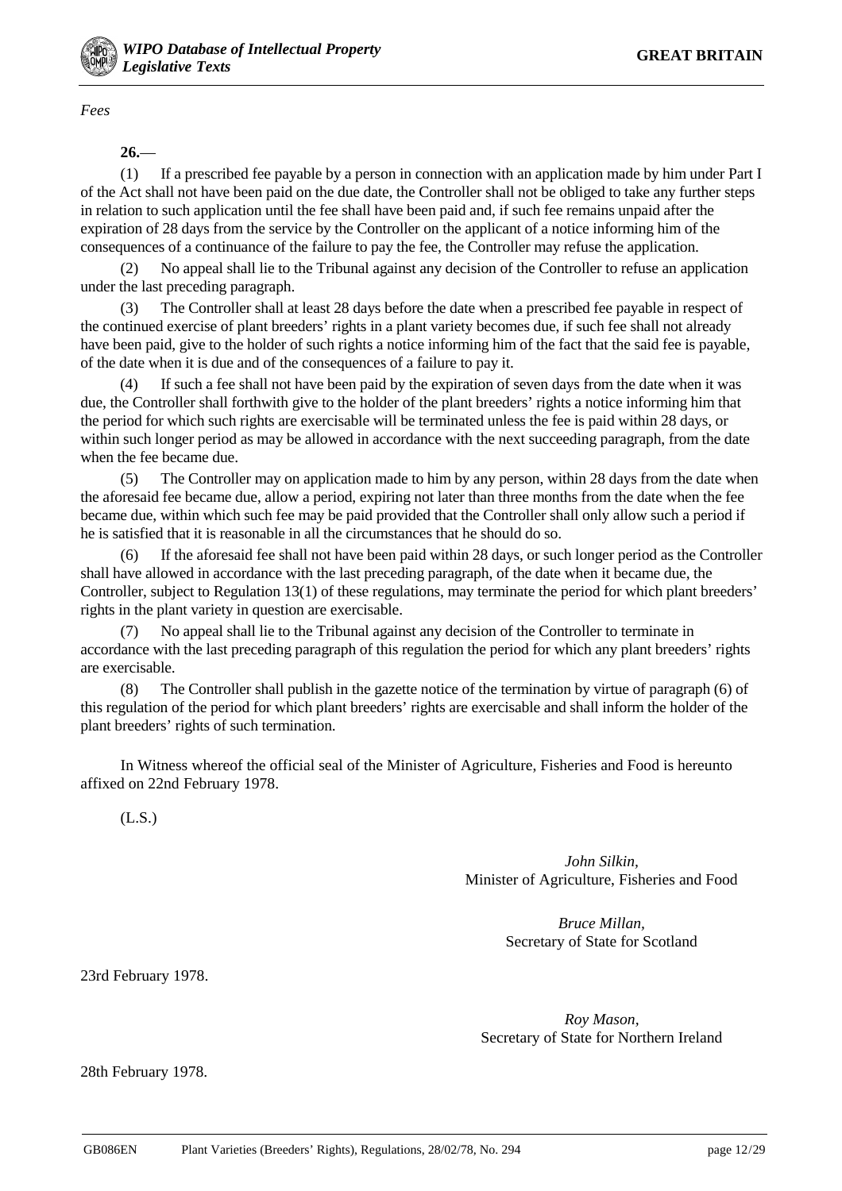*Fees*

**26.**—

(1) If a prescribed fee payable by a person in connection with an application made by him under Part I of the Act shall not have been paid on the due date, the Controller shall not be obliged to take any further steps in relation to such application until the fee shall have been paid and, if such fee remains unpaid after the expiration of 28 days from the service by the Controller on the applicant of a notice informing him of the consequences of a continuance of the failure to pay the fee, the Controller may refuse the application.

(2) No appeal shall lie to the Tribunal against any decision of the Controller to refuse an application under the last preceding paragraph.

(3) The Controller shall at least 28 days before the date when a prescribed fee payable in respect of the continued exercise of plant breeders' rights in a plant variety becomes due, if such fee shall not already have been paid, give to the holder of such rights a notice informing him of the fact that the said fee is payable, of the date when it is due and of the consequences of a failure to pay it.

(4) If such a fee shall not have been paid by the expiration of seven days from the date when it was due, the Controller shall forthwith give to the holder of the plant breeders' rights a notice informing him that the period for which such rights are exercisable will be terminated unless the fee is paid within 28 days, or within such longer period as may be allowed in accordance with the next succeeding paragraph, from the date when the fee became due.

(5) The Controller may on application made to him by any person, within 28 days from the date when the aforesaid fee became due, allow a period, expiring not later than three months from the date when the fee became due, within which such fee may be paid provided that the Controller shall only allow such a period if he is satisfied that it is reasonable in all the circumstances that he should do so.

(6) If the aforesaid fee shall not have been paid within 28 days, or such longer period as the Controller shall have allowed in accordance with the last preceding paragraph, of the date when it became due, the Controller, subject to Regulation 13(1) of these regulations, may terminate the period for which plant breeders' rights in the plant variety in question are exercisable.

(7) No appeal shall lie to the Tribunal against any decision of the Controller to terminate in accordance with the last preceding paragraph of this regulation the period for which any plant breeders' rights are exercisable.

(8) The Controller shall publish in the gazette notice of the termination by virtue of paragraph (6) of this regulation of the period for which plant breeders' rights are exercisable and shall inform the holder of the plant breeders' rights of such termination.

In Witness whereof the official seal of the Minister of Agriculture, Fisheries and Food is hereunto affixed on 22nd February 1978.

(L.S.)

*John Silkin,*
Minister of Agriculture, Fisheries and Food

*Bruce Millan,*
Secretary of State for Scotland

23rd February 1978.

*Roy Mason,*
Secretary of State for Northern Ireland

28th February 1978.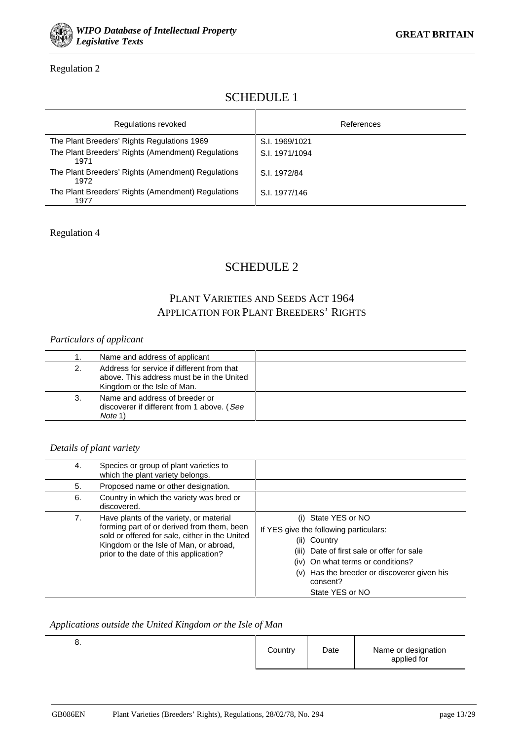Regulation 2

# SCHEDULE 1

| Regulations revoked | References |
|---|---|
| The Plant Breeders' Rights Regulations 1969 | S.I. 1969/1021 |
| The Plant Breeders' Rights (Amendment) Regulations 1971 | S.I. 1971/1094 |
| The Plant Breeders' Rights (Amendment) Regulations 1972 | S.I. 1972/84 |
| The Plant Breeders' Rights (Amendment) Regulations 1977 | S.I. 1977/146 |

Regulation 4

# SCHEDULE 2

## PLANT VARIETIES AND SEEDS ACT 1964
## APPLICATION FOR PLANT BREEDERS' RIGHTS

*Particulars of applicant*

| | | |
|---|---|---|
| 1. | Name and address of applicant | |
| 2. | Address for service if different from that above. This address must be in the United Kingdom or the Isle of Man. | |
| 3. | Name and address of breeder or discoverer if different from 1 above. (*See Note* 1) | |

*Details of plant variety*

| | | |
|---|---|---|
| 4. | Species or group of plant varieties to which the plant variety belongs. | |
| 5. | Proposed name or other designation. | |
| 6. | Country in which the variety was bred or discovered. | |
| 7. | Have plants of the variety, or material forming part of or derived from them, been sold or offered for sale, either in the United Kingdom or the Isle of Man, or abroad, prior to the date of this application? | (i) State YES or NO<br>If YES give the following particulars:<br>(ii) Country<br>(iii) Date of first sale or offer for sale<br>(iv) On what terms or conditions?<br>(v) Has the breeder or discoverer given his consent?<br>State YES or NO |

*Applications outside the United Kingdom or the Isle of Man*

| 8. | Country | Date | Name or designation applied for |
|---|---|---|---|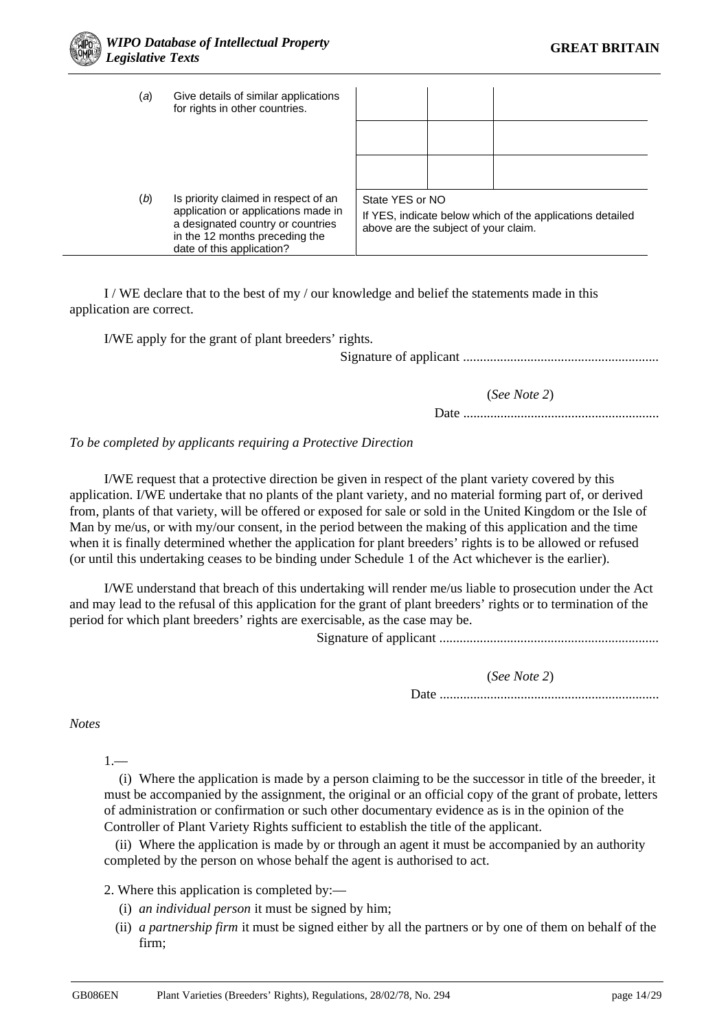| | | | | |
|---|---|---|---|---|
| (*a*) | Give details of similar applications for rights in other countries. | | | |
| | | | | |
| | | | | |
| (*b*) | Is priority claimed in respect of an application or applications made in a designated country or countries in the 12 months preceding the date of this application? | State YES or NO<br>If YES, indicate below which of the applications detailed above are the subject of your claim. | | |

I / WE declare that to the best of my / our knowledge and belief the statements made in this application are correct.

I/WE apply for the grant of plant breeders' rights.

Signature of applicant ..........................................................

(*See Note 2*)

Date ..........................................................

*To be completed by applicants requiring a Protective Direction*

I/WE request that a protective direction be given in respect of the plant variety covered by this application. I/WE undertake that no plants of the plant variety, and no material forming part of, or derived from, plants of that variety, will be offered or exposed for sale or sold in the United Kingdom or the Isle of Man by me/us, or with my/our consent, in the period between the making of this application and the time when it is finally determined whether the application for plant breeders' rights is to be allowed or refused (or until this undertaking ceases to be binding under Schedule 1 of the Act whichever is the earlier).

I/WE understand that breach of this undertaking will render me/us liable to prosecution under the Act and may lead to the refusal of this application for the grant of plant breeders' rights or to termination of the period for which plant breeders' rights are exercisable, as the case may be.

Signature of applicant .................................................................

(*See Note 2*)

Date .................................................................

*Notes*

1.—

(i) Where the application is made by a person claiming to be the successor in title of the breeder, it must be accompanied by the assignment, the original or an official copy of the grant of probate, letters of administration or confirmation or such other documentary evidence as is in the opinion of the Controller of Plant Variety Rights sufficient to establish the title of the applicant.

(ii) Where the application is made by or through an agent it must be accompanied by an authority completed by the person on whose behalf the agent is authorised to act.

2. Where this application is completed by:—

(i) *an individual person* it must be signed by him;

(ii) *a partnership firm* it must be signed either by all the partners or by one of them on behalf of the firm;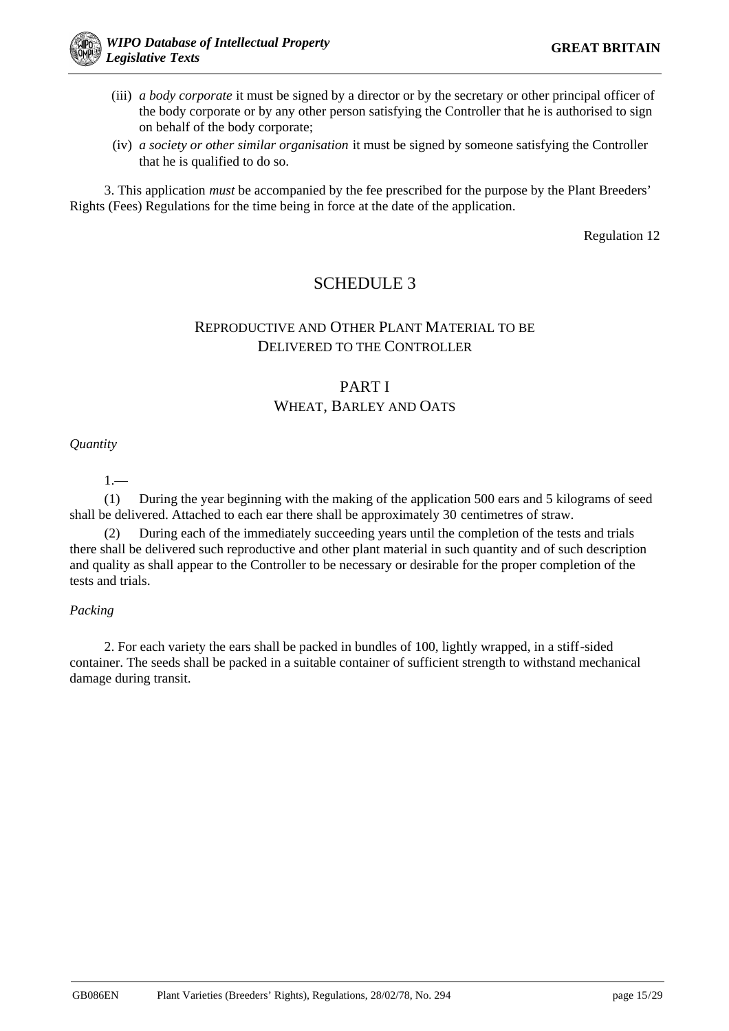(iii) *a body corporate* it must be signed by a director or by the secretary or other principal officer of the body corporate or by any other person satisfying the Controller that he is authorised to sign on behalf of the body corporate;

(iv) *a society or other similar organisation* it must be signed by someone satisfying the Controller that he is qualified to do so.

3. This application *must* be accompanied by the fee prescribed for the purpose by the Plant Breeders' Rights (Fees) Regulations for the time being in force at the date of the application.

Regulation 12

# SCHEDULE 3

## REPRODUCTIVE AND OTHER PLANT MATERIAL TO BE DELIVERED TO THE CONTROLLER

## PART I
### WHEAT, BARLEY AND OATS

*Quantity*

1.—

(1) During the year beginning with the making of the application 500 ears and 5 kilograms of seed shall be delivered. Attached to each ear there shall be approximately 30 centimetres of straw.

(2) During each of the immediately succeeding years until the completion of the tests and trials there shall be delivered such reproductive and other plant material in such quantity and of such description and quality as shall appear to the Controller to be necessary or desirable for the proper completion of the tests and trials.

*Packing*

2. For each variety the ears shall be packed in bundles of 100, lightly wrapped, in a stiff-sided container. The seeds shall be packed in a suitable container of sufficient strength to withstand mechanical damage during transit.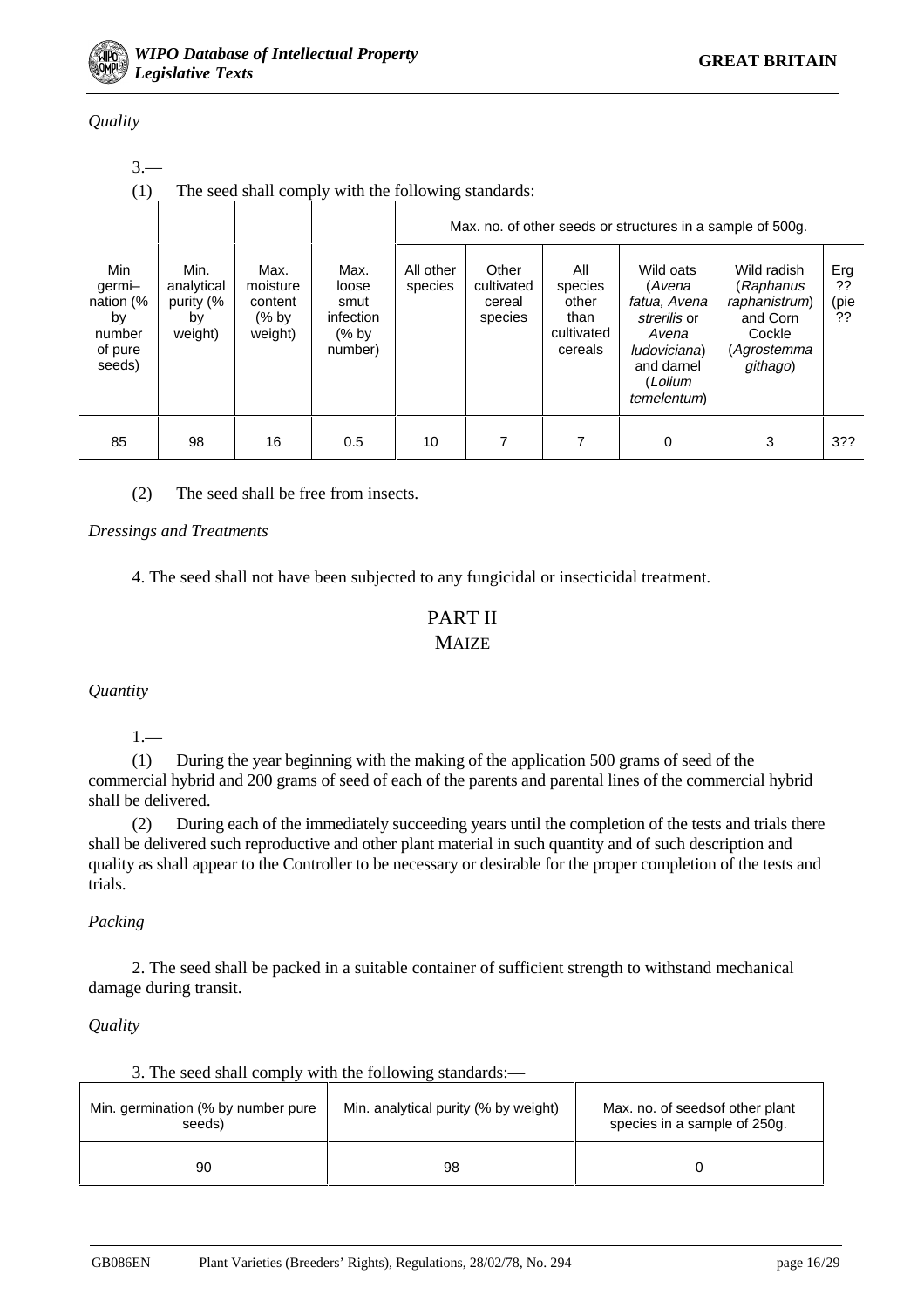*Quality*

3.—

(1) The seed shall comply with the following standards:

| Min germi–nation (% by number of pure seeds) | Min. analytical purity (% by weight) | Max. moisture content (% by weight) | Max. loose smut infection (% by number) | Max. no. of other seeds or structures in a sample of 500g. | | | | | |
|---|---|---|---|---|---|---|---|---|---|
| | | | | All other species | Other cultivated cereal species | All species other than cultivated cereals | Wild oats (*Avena fatua, Avena strerilis* or *Avena ludoviciana*) and darnel (*Lolium temelentum*) | Wild radish (*Raphanus raphanistrum*) and Corn Cockle (*Agrostemma githago*) | Erg ?? (pie ?? |
| 85 | 98 | 16 | 0.5 | 10 | 7 | 7 | 0 | 3 | 3?? |

(2) The seed shall be free from insects.

*Dressings and Treatments*

4. The seed shall not have been subjected to any fungicidal or insecticidal treatment.

## PART II
## MAIZE

*Quantity*

1.—

(1) During the year beginning with the making of the application 500 grams of seed of the commercial hybrid and 200 grams of seed of each of the parents and parental lines of the commercial hybrid shall be delivered.

(2) During each of the immediately succeeding years until the completion of the tests and trials there shall be delivered such reproductive and other plant material in such quantity and of such description and quality as shall appear to the Controller to be necessary or desirable for the proper completion of the tests and trials.

*Packing*

2. The seed shall be packed in a suitable container of sufficient strength to withstand mechanical damage during transit.

*Quality*

3. The seed shall comply with the following standards:—

| Min. germination (% by number pure seeds) | Min. analytical purity (% by weight) | Max. no. of seedsof other plant species in a sample of 250g. |
|---|---|---|
| 90 | 98 | 0 |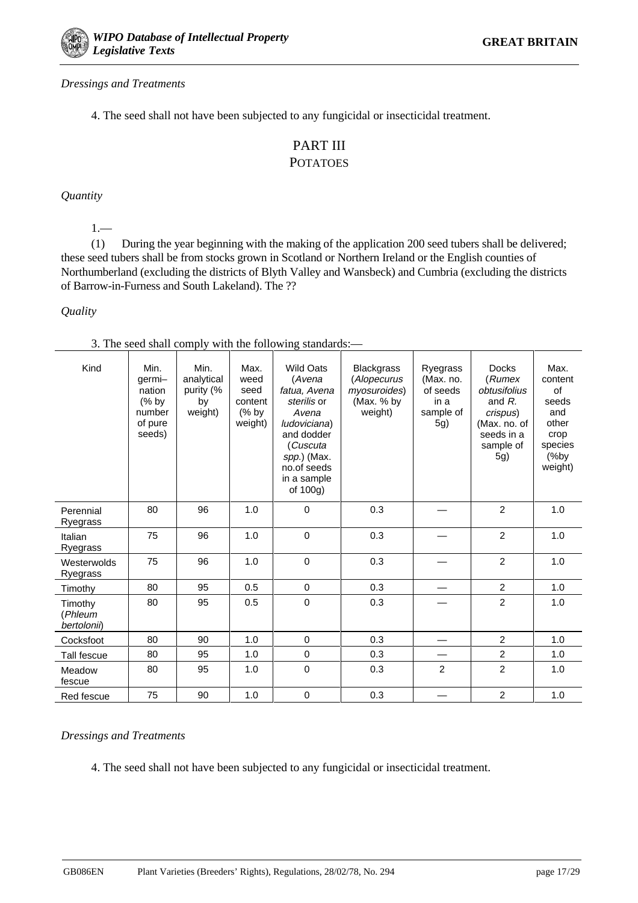*Dressings and Treatments*

4. The seed shall not have been subjected to any fungicidal or insecticidal treatment.

## PART III
### POTATOES

*Quantity*

1.—

(1) During the year beginning with the making of the application 200 seed tubers shall be delivered; these seed tubers shall be from stocks grown in Scotland or Northern Ireland or the English counties of Northumberland (excluding the districts of Blyth Valley and Wansbeck) and Cumbria (excluding the districts of Barrow-in-Furness and South Lakeland). The ??

*Quality*

3. The seed shall comply with the following standards:—

| Kind | Min. germi–nation (% by number of pure seeds) | Min. analytical purity (% by weight) | Max. weed seed content (% by weight) | Wild Oats (*Avena fatua, Avena sterilis* or *Avena ludoviciana*) and dodder (*Cuscuta spp.*) (Max. no.of seeds in a sample of 100g) | Blackgrass (*Alopecurus myosuroides*) (Max. % by weight) | Ryegrass (Max. no. of seeds in a sample of 5g) | Docks (*Rumex obtusifolius* and *R. crispus*) (Max. no. of seeds in a sample of 5g) | Max. content of seeds and other crop species (%by weight) |
|---|---|---|---|---|---|---|---|---|
| Perennial Ryegrass | 80 | 96 | 1.0 | 0 | 0.3 | — | 2 | 1.0 |
| Italian Ryegrass | 75 | 96 | 1.0 | 0 | 0.3 | — | 2 | 1.0 |
| Westerwolds Ryegrass | 75 | 96 | 1.0 | 0 | 0.3 | — | 2 | 1.0 |
| Timothy | 80 | 95 | 0.5 | 0 | 0.3 | — | 2 | 1.0 |
| Timothy (*Phleum bertolonii*) | 80 | 95 | 0.5 | 0 | 0.3 | — | 2 | 1.0 |
| Cocksfoot | 80 | 90 | 1.0 | 0 | 0.3 | — | 2 | 1.0 |
| Tall fescue | 80 | 95 | 1.0 | 0 | 0.3 | — | 2 | 1.0 |
| Meadow fescue | 80 | 95 | 1.0 | 0 | 0.3 | 2 | 2 | 1.0 |
| Red fescue | 75 | 90 | 1.0 | 0 | 0.3 | — | 2 | 1.0 |

*Dressings and Treatments*

4. The seed shall not have been subjected to any fungicidal or insecticidal treatment.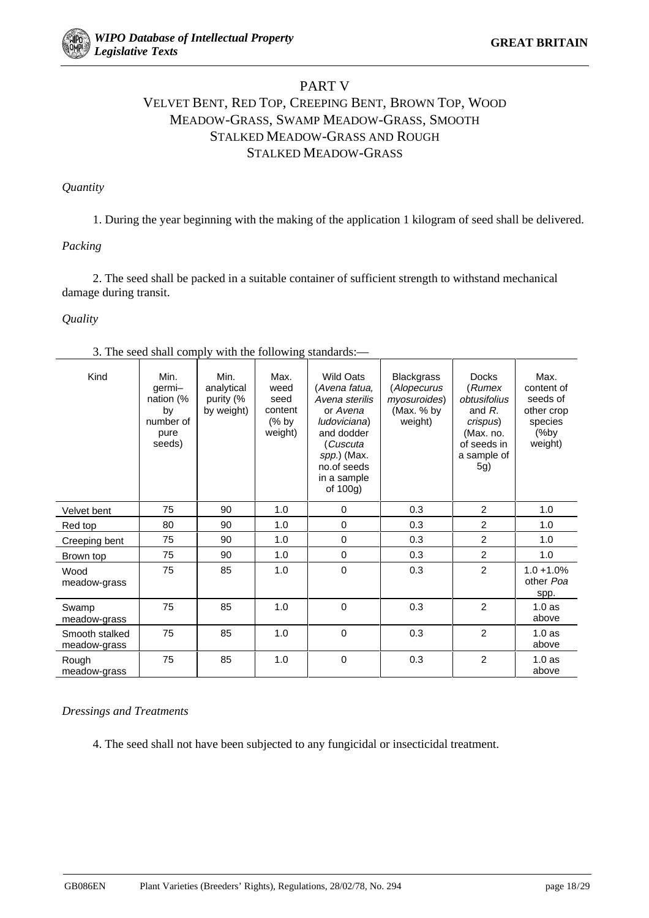## PART V

## VELVET BENT, RED TOP, CREEPING BENT, BROWN TOP, WOOD MEADOW-GRASS, SWAMP MEADOW-GRASS, SMOOTH STALKED MEADOW-GRASS AND ROUGH STALKED MEADOW-GRASS

*Quantity*

1. During the year beginning with the making of the application 1 kilogram of seed shall be delivered.

*Packing*

2. The seed shall be packed in a suitable container of sufficient strength to withstand mechanical damage during transit.

*Quality*

3. The seed shall comply with the following standards:—

| Kind | Min. germi–nation (% by number of pure seeds) | Min. analytical purity (% by weight) | Max. weed seed content (% by weight) | Wild Oats (*Avena fatua, Avena sterilis* or *Avena ludoviciana*) and dodder (*Cuscuta spp.*) (Max. no.of seeds in a sample of 100g) | Blackgrass (*Alopecurus myosuroides*) (Max. % by weight) | Docks (*Rumex obtusifolius* and *R. crispus*) (Max. no. of seeds in a sample of 5g) | Max. content of seeds of other crop species (%by weight) |
|---|---|---|---|---|---|---|---|
| Velvet bent | 75 | 90 | 1.0 | 0 | 0.3 | 2 | 1.0 |
| Red top | 80 | 90 | 1.0 | 0 | 0.3 | 2 | 1.0 |
| Creeping bent | 75 | 90 | 1.0 | 0 | 0.3 | 2 | 1.0 |
| Brown top | 75 | 90 | 1.0 | 0 | 0.3 | 2 | 1.0 |
| Wood meadow-grass | 75 | 85 | 1.0 | 0 | 0.3 | 2 | 1.0 +1.0% other *Poa* spp. |
| Swamp meadow-grass | 75 | 85 | 1.0 | 0 | 0.3 | 2 | 1.0 as above |
| Smooth stalked meadow-grass | 75 | 85 | 1.0 | 0 | 0.3 | 2 | 1.0 as above |
| Rough meadow-grass | 75 | 85 | 1.0 | 0 | 0.3 | 2 | 1.0 as above |

*Dressings and Treatments*

4. The seed shall not have been subjected to any fungicidal or insecticidal treatment.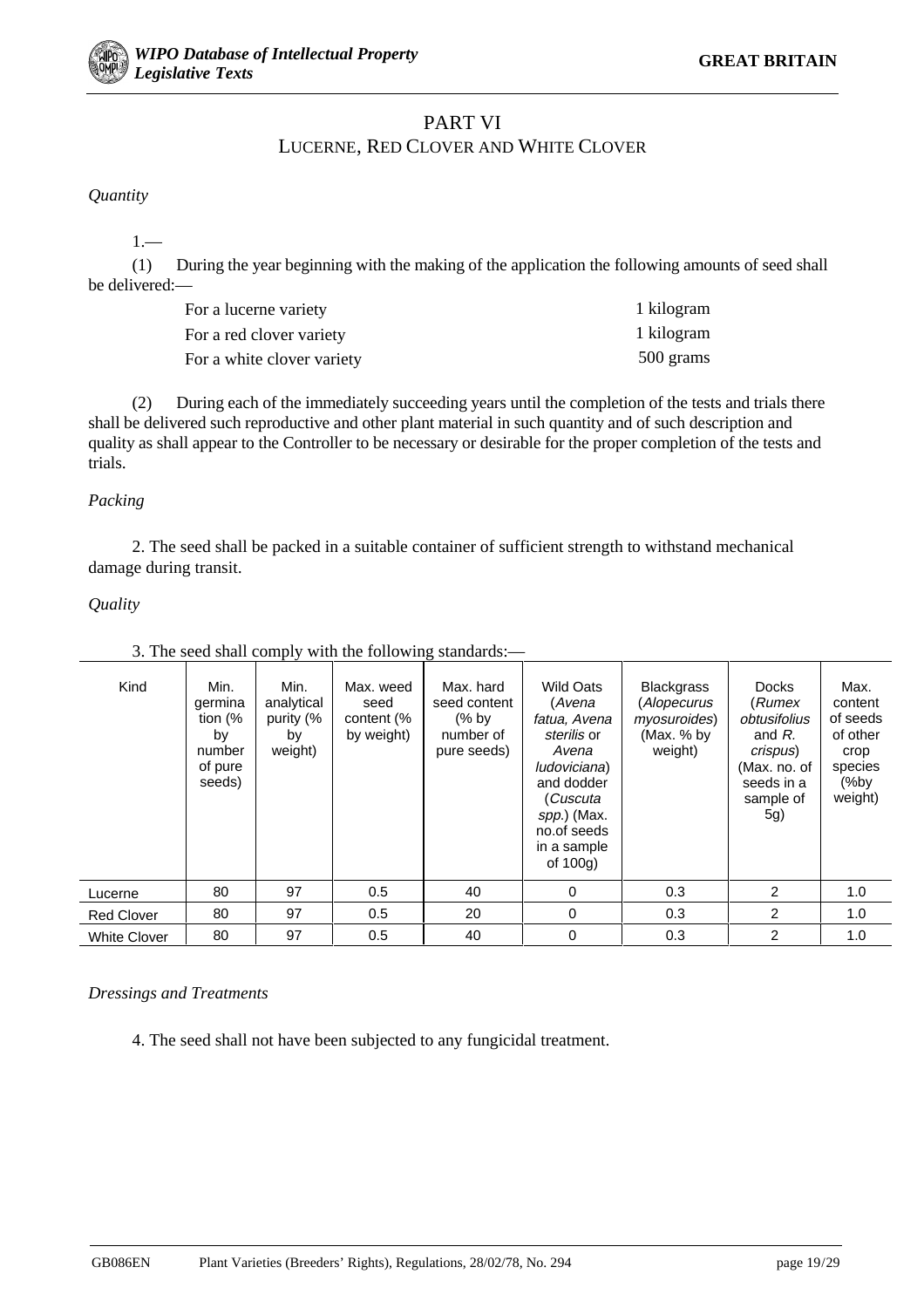# PART VI
## LUCERNE, RED CLOVER AND WHITE CLOVER

*Quantity*

1.—

(1) During the year beginning with the making of the application the following amounts of seed shall be delivered:—

| | |
|---|---|
| For a lucerne variety | 1 kilogram |
| For a red clover variety | 1 kilogram |
| For a white clover variety | 500 grams |

(2) During each of the immediately succeeding years until the completion of the tests and trials there shall be delivered such reproductive and other plant material in such quantity and of such description and quality as shall appear to the Controller to be necessary or desirable for the proper completion of the tests and trials.

*Packing*

2. The seed shall be packed in a suitable container of sufficient strength to withstand mechanical damage during transit.

*Quality*

3. The seed shall comply with the following standards:—

| Kind | Min. germination (% by number of pure seeds) | Min. analytical purity (% by weight) | Max. weed seed content (% by weight) | Max. hard seed content (% by number of pure seeds) | Wild Oats (*Avena fatua, Avena sterilis* or *Avena ludoviciana*) and dodder (*Cuscuta spp.*) (Max. no.of seeds in a sample of 100g) | Blackgrass (*Alopecurus myosuroides*) (Max. % by weight) | Docks (*Rumex obtusifolius* and *R. crispus*) (Max. no. of seeds in a sample of 5g) | Max. content of seeds of other crop species (%by weight) |
|---|---|---|---|---|---|---|---|---|
| Lucerne | 80 | 97 | 0.5 | 40 | 0 | 0.3 | 2 | 1.0 |
| Red Clover | 80 | 97 | 0.5 | 20 | 0 | 0.3 | 2 | 1.0 |
| White Clover | 80 | 97 | 0.5 | 40 | 0 | 0.3 | 2 | 1.0 |

*Dressings and Treatments*

4. The seed shall not have been subjected to any fungicidal treatment.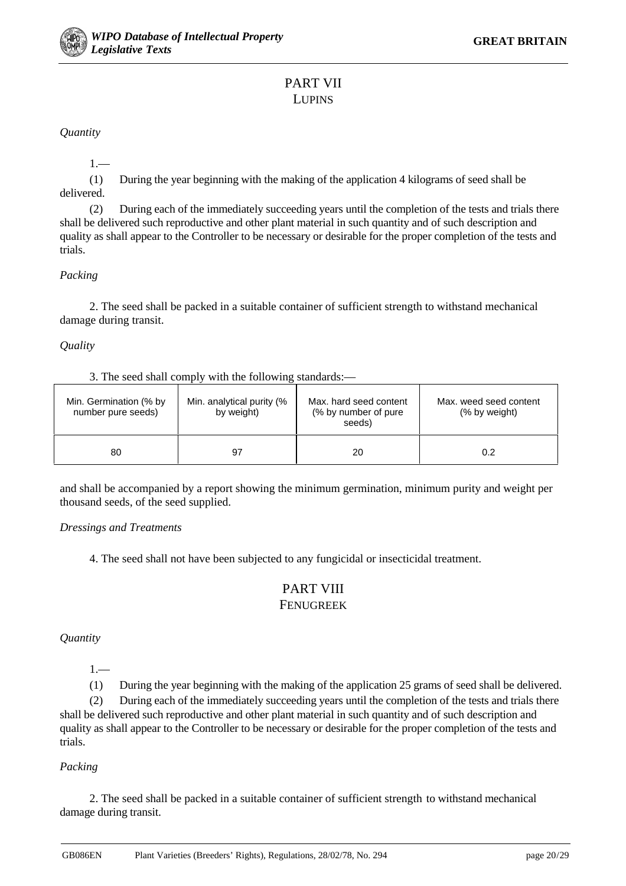## PART VII
### LUPINS

*Quantity*

1.—

(1) During the year beginning with the making of the application 4 kilograms of seed shall be delivered.

(2) During each of the immediately succeeding years until the completion of the tests and trials there shall be delivered such reproductive and other plant material in such quantity and of such description and quality as shall appear to the Controller to be necessary or desirable for the proper completion of the tests and trials.

*Packing*

2. The seed shall be packed in a suitable container of sufficient strength to withstand mechanical damage during transit.

*Quality*

3. The seed shall comply with the following standards:—

| Min. Germination (% by number pure seeds) | Min. analytical purity (% by weight) | Max. hard seed content (% by number of pure seeds) | Max. weed seed content (% by weight) |
|---|---|---|---|
| 80 | 97 | 20 | 0.2 |

and shall be accompanied by a report showing the minimum germination, minimum purity and weight per thousand seeds, of the seed supplied.

*Dressings and Treatments*

4. The seed shall not have been subjected to any fungicidal or insecticidal treatment.

## PART VIII
### FENUGREEK

*Quantity*

1.—

(1) During the year beginning with the making of the application 25 grams of seed shall be delivered.

(2) During each of the immediately succeeding years until the completion of the tests and trials there shall be delivered such reproductive and other plant material in such quantity and of such description and quality as shall appear to the Controller to be necessary or desirable for the proper completion of the tests and trials.

*Packing*

2. The seed shall be packed in a suitable container of sufficient strength to withstand mechanical damage during transit.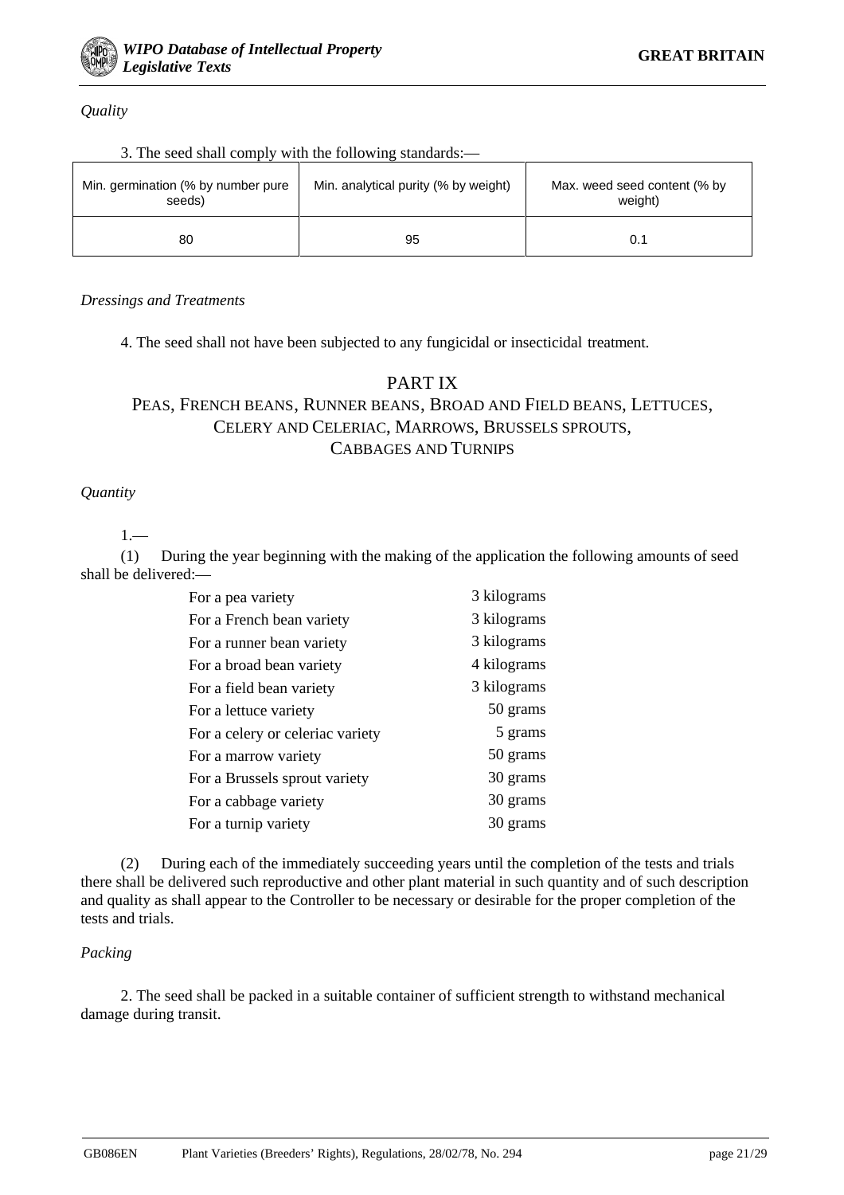*Quality*

3. The seed shall comply with the following standards:—

| Min. germination (% by number pure seeds) | Min. analytical purity (% by weight) | Max. weed seed content (% by weight) |
|---|---|---|
| 80 | 95 | 0.1 |

*Dressings and Treatments*

4. The seed shall not have been subjected to any fungicidal or insecticidal treatment.

## PART IX
## PEAS, FRENCH BEANS, RUNNER BEANS, BROAD AND FIELD BEANS, LETTUCES, CELERY AND CELERIAC, MARROWS, BRUSSELS SPROUTS, CABBAGES AND TURNIPS

*Quantity*

1.—

(1) During the year beginning with the making of the application the following amounts of seed shall be delivered:—

| | |
|---|---|
| For a pea variety | 3 kilograms |
| For a French bean variety | 3 kilograms |
| For a runner bean variety | 3 kilograms |
| For a broad bean variety | 4 kilograms |
| For a field bean variety | 3 kilograms |
| For a lettuce variety | 50 grams |
| For a celery or celeriac variety | 5 grams |
| For a marrow variety | 50 grams |
| For a Brussels sprout variety | 30 grams |
| For a cabbage variety | 30 grams |
| For a turnip variety | 30 grams |

(2) During each of the immediately succeeding years until the completion of the tests and trials there shall be delivered such reproductive and other plant material in such quantity and of such description and quality as shall appear to the Controller to be necessary or desirable for the proper completion of the tests and trials.

*Packing*

2. The seed shall be packed in a suitable container of sufficient strength to withstand mechanical damage during transit.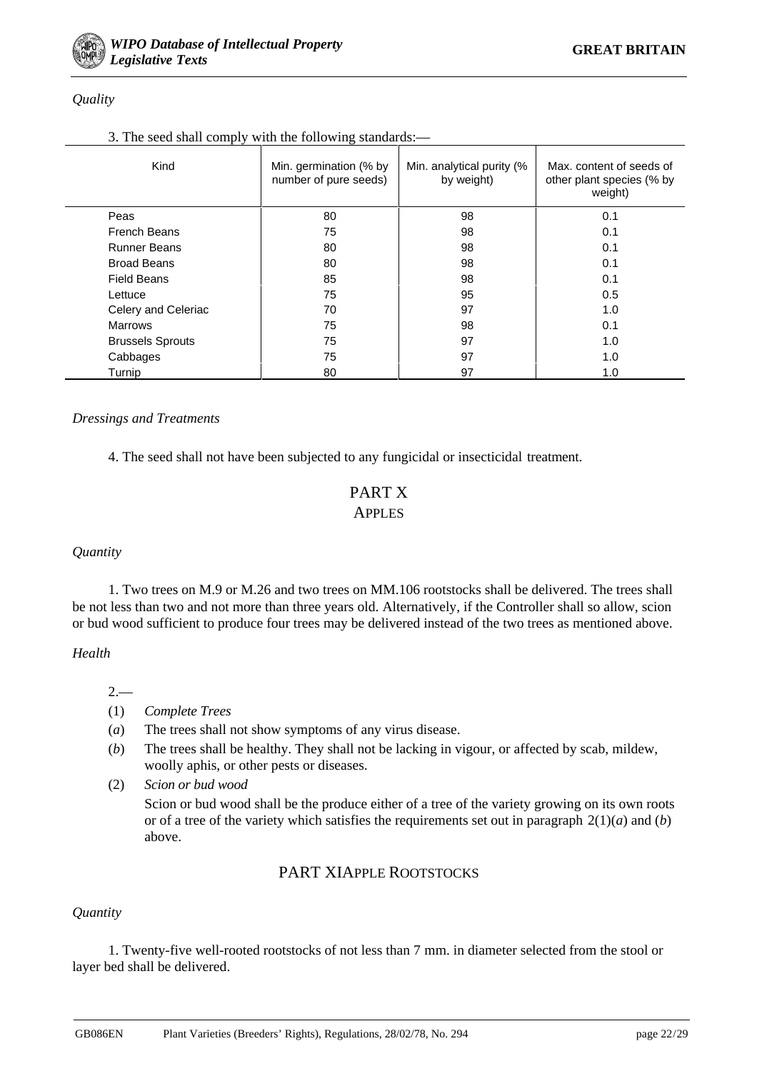*Quality*

3. The seed shall comply with the following standards:—

| Kind | Min. germination (% by number of pure seeds) | Min. analytical purity (% by weight) | Max. content of seeds of other plant species (% by weight) |
|---|---|---|---|
| Peas | 80 | 98 | 0.1 |
| French Beans | 75 | 98 | 0.1 |
| Runner Beans | 80 | 98 | 0.1 |
| Broad Beans | 80 | 98 | 0.1 |
| Field Beans | 85 | 98 | 0.1 |
| Lettuce | 75 | 95 | 0.5 |
| Celery and Celeriac | 70 | 97 | 1.0 |
| Marrows | 75 | 98 | 0.1 |
| Brussels Sprouts | 75 | 97 | 1.0 |
| Cabbages | 75 | 97 | 1.0 |
| Turnip | 80 | 97 | 1.0 |

*Dressings and Treatments*

4. The seed shall not have been subjected to any fungicidal or insecticidal treatment.

## PART X
## APPLES

*Quantity*

1. Two trees on M.9 or M.26 and two trees on MM.106 rootstocks shall be delivered. The trees shall be not less than two and not more than three years old. Alternatively, if the Controller shall so allow, scion or bud wood sufficient to produce four trees may be delivered instead of the two trees as mentioned above.

*Health*

2.—

(1) *Complete Trees*

(*a*) The trees shall not show symptoms of any virus disease.

(*b*) The trees shall be healthy. They shall not be lacking in vigour, or affected by scab, mildew, woolly aphis, or other pests or diseases.

(2) *Scion or bud wood*

Scion or bud wood shall be the produce either of a tree of the variety growing on its own roots or of a tree of the variety which satisfies the requirements set out in paragraph 2(1)(*a*) and (*b*) above.

## PART XIAPPLE ROOTSTOCKS

*Quantity*

1. Twenty-five well-rooted rootstocks of not less than 7 mm. in diameter selected from the stool or layer bed shall be delivered.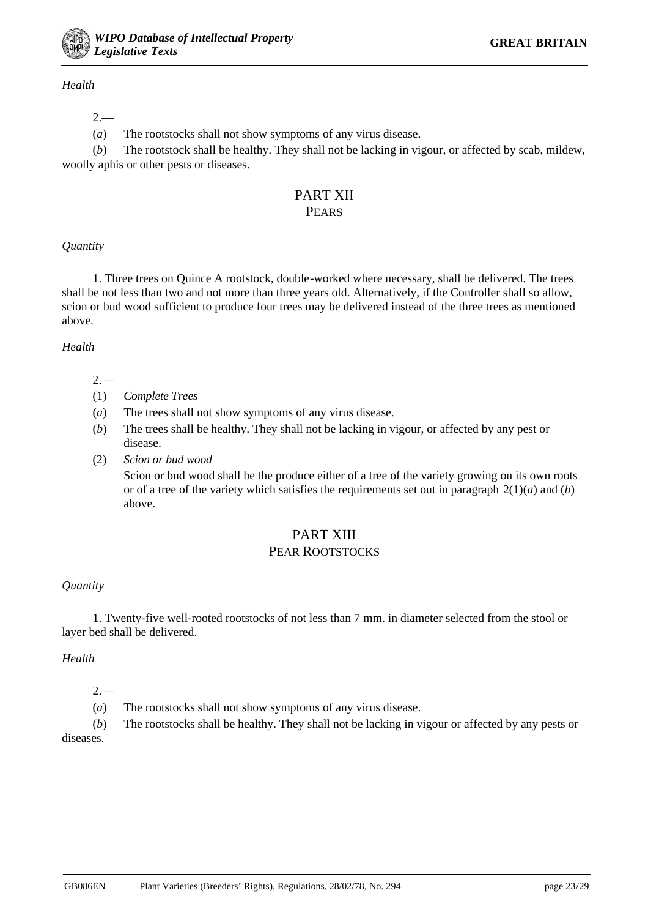*Health*

2.—

(*a*) The rootstocks shall not show symptoms of any virus disease.

(*b*) The rootstock shall be healthy. They shall not be lacking in vigour, or affected by scab, mildew, woolly aphis or other pests or diseases.

## PART XII
### PEARS

*Quantity*

1. Three trees on Quince A rootstock, double-worked where necessary, shall be delivered. The trees shall be not less than two and not more than three years old. Alternatively, if the Controller shall so allow, scion or bud wood sufficient to produce four trees may be delivered instead of the three trees as mentioned above.

*Health*

2.—

(1) *Complete Trees*

(*a*) The trees shall not show symptoms of any virus disease.

(*b*) The trees shall be healthy. They shall not be lacking in vigour, or affected by any pest or disease.

(2) *Scion or bud wood*

Scion or bud wood shall be the produce either of a tree of the variety growing on its own roots or of a tree of the variety which satisfies the requirements set out in paragraph 2(1)(*a*) and (*b*) above.

## PART XIII
### PEAR ROOTSTOCKS

*Quantity*

1. Twenty-five well-rooted rootstocks of not less than 7 mm. in diameter selected from the stool or layer bed shall be delivered.

*Health*

2.—

(*a*) The rootstocks shall not show symptoms of any virus disease.

(*b*) The rootstocks shall be healthy. They shall not be lacking in vigour or affected by any pests or diseases.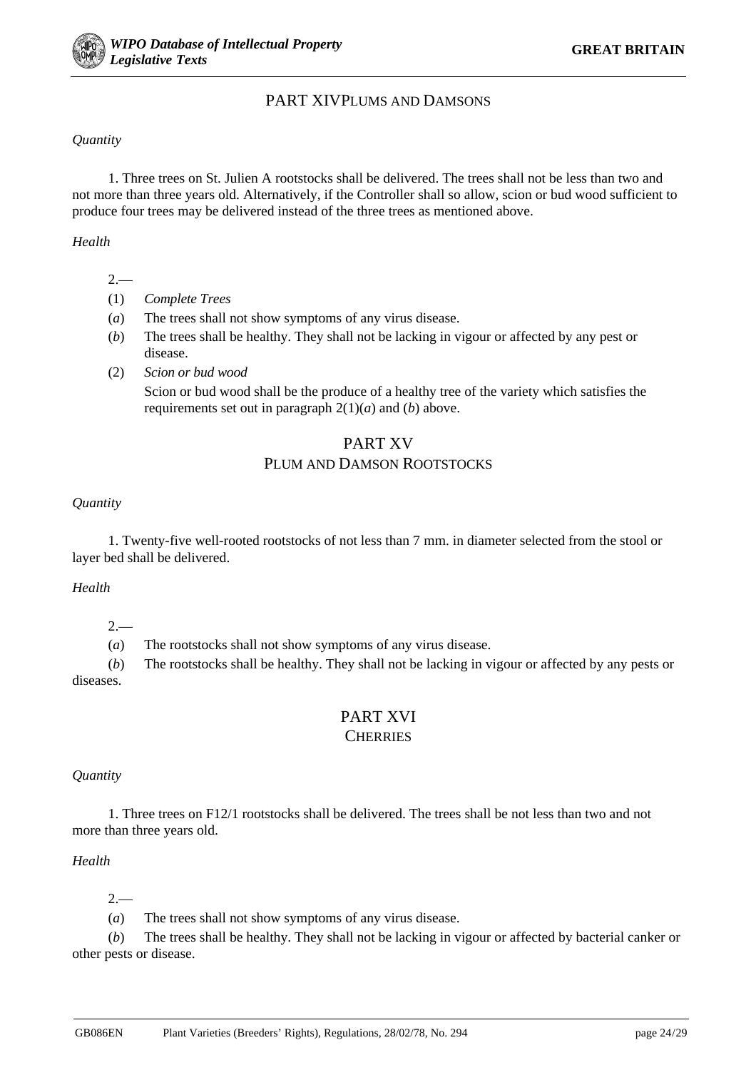## PART XIVPLUMS AND DAMSONS

*Quantity*

1. Three trees on St. Julien A rootstocks shall be delivered. The trees shall not be less than two and not more than three years old. Alternatively, if the Controller shall so allow, scion or bud wood sufficient to produce four trees may be delivered instead of the three trees as mentioned above.

*Health*

2.—

(1) *Complete Trees*

(*a*) The trees shall not show symptoms of any virus disease.

(*b*) The trees shall be healthy. They shall not be lacking in vigour or affected by any pest or disease.

(2) *Scion or bud wood*

Scion or bud wood shall be the produce of a healthy tree of the variety which satisfies the requirements set out in paragraph 2(1)(*a*) and (*b*) above.

## PART XV
## PLUM AND DAMSON ROOTSTOCKS

*Quantity*

1. Twenty-five well-rooted rootstocks of not less than 7 mm. in diameter selected from the stool or layer bed shall be delivered.

*Health*

2.—

(*a*) The rootstocks shall not show symptoms of any virus disease.

(*b*) The rootstocks shall be healthy. They shall not be lacking in vigour or affected by any pests or diseases.

## PART XVI
## CHERRIES

*Quantity*

1. Three trees on F12/1 rootstocks shall be delivered. The trees shall be not less than two and not more than three years old.

*Health*

2.—

(*a*) The trees shall not show symptoms of any virus disease.

(*b*) The trees shall be healthy. They shall not be lacking in vigour or affected by bacterial canker or other pests or disease.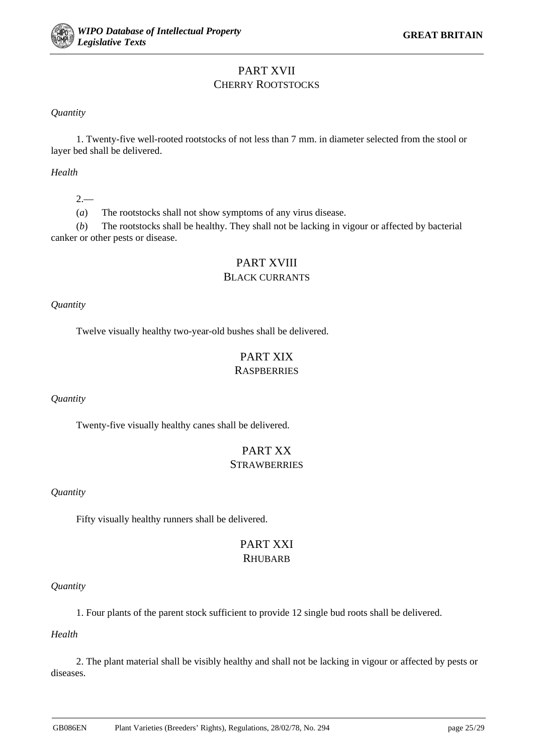## PART XVII
### CHERRY ROOTSTOCKS

*Quantity*

1. Twenty-five well-rooted rootstocks of not less than 7 mm. in diameter selected from the stool or layer bed shall be delivered.

*Health*

2.—

(*a*) The rootstocks shall not show symptoms of any virus disease.

(*b*) The rootstocks shall be healthy. They shall not be lacking in vigour or affected by bacterial canker or other pests or disease.

## PART XVIII
### BLACK CURRANTS

*Quantity*

Twelve visually healthy two-year-old bushes shall be delivered.

## PART XIX
### RASPBERRIES

*Quantity*

Twenty-five visually healthy canes shall be delivered.

## PART XX
### STRAWBERRIES

*Quantity*

Fifty visually healthy runners shall be delivered.

## PART XXI
### RHUBARB

*Quantity*

1. Four plants of the parent stock sufficient to provide 12 single bud roots shall be delivered.

*Health*

2. The plant material shall be visibly healthy and shall not be lacking in vigour or affected by pests or diseases.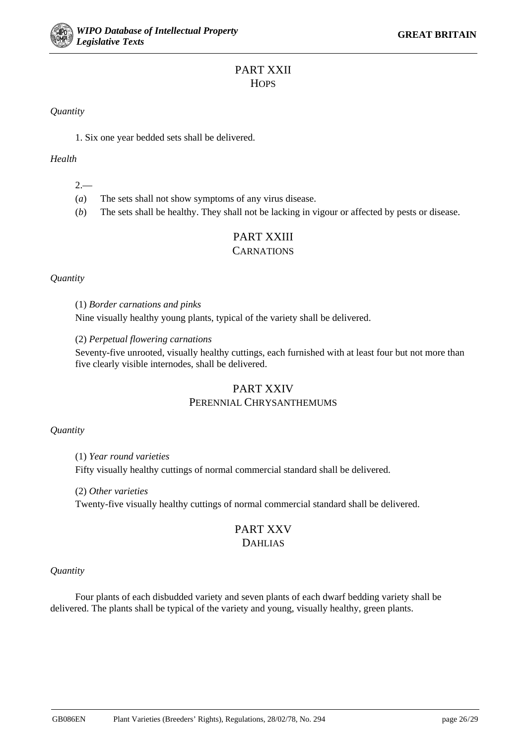## PART XXII
### HOPS

*Quantity*

1. Six one year bedded sets shall be delivered.

*Health*

2.—

(*a*) The sets shall not show symptoms of any virus disease.

(*b*) The sets shall be healthy. They shall not be lacking in vigour or affected by pests or disease.

## PART XXIII
### CARNATIONS

*Quantity*

(1) *Border carnations and pinks*

Nine visually healthy young plants, typical of the variety shall be delivered.

(2) *Perpetual flowering carnations*

Seventy-five unrooted, visually healthy cuttings, each furnished with at least four but not more than five clearly visible internodes, shall be delivered.

## PART XXIV
### PERENNIAL CHRYSANTHEMUMS

*Quantity*

(1) *Year round varieties*

Fifty visually healthy cuttings of normal commercial standard shall be delivered.

(2) *Other varieties*

Twenty-five visually healthy cuttings of normal commercial standard shall be delivered.

## PART XXV
### DAHLIAS

*Quantity*

Four plants of each disbudded variety and seven plants of each dwarf bedding variety shall be delivered. The plants shall be typical of the variety and young, visually healthy, green plants.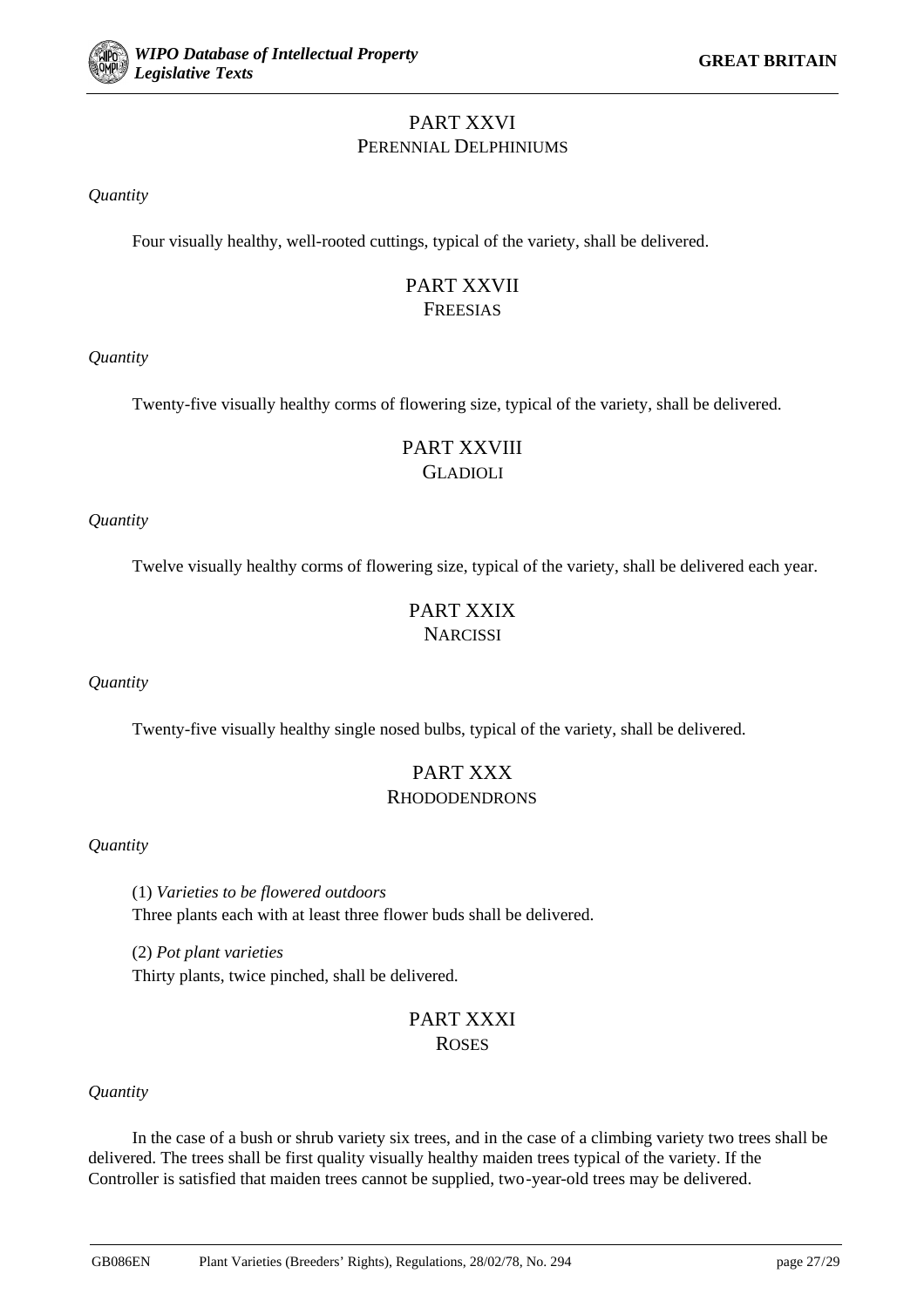## PART XXVI
### PERENNIAL DELPHINIUMS

*Quantity*

Four visually healthy, well-rooted cuttings, typical of the variety, shall be delivered.

## PART XXVII
### FREESIAS

*Quantity*

Twenty-five visually healthy corms of flowering size, typical of the variety, shall be delivered.

## PART XXVIII
### GLADIOLI

*Quantity*

Twelve visually healthy corms of flowering size, typical of the variety, shall be delivered each year.

## PART XXIX
### NARCISSI

*Quantity*

Twenty-five visually healthy single nosed bulbs, typical of the variety, shall be delivered.

## PART XXX
### RHODODENDRONS

*Quantity*

(1) *Varieties to be flowered outdoors*
Three plants each with at least three flower buds shall be delivered.

(2) *Pot plant varieties*
Thirty plants, twice pinched, shall be delivered.

## PART XXXI
### ROSES

*Quantity*

In the case of a bush or shrub variety six trees, and in the case of a climbing variety two trees shall be delivered. The trees shall be first quality visually healthy maiden trees typical of the variety. If the Controller is satisfied that maiden trees cannot be supplied, two-year-old trees may be delivered.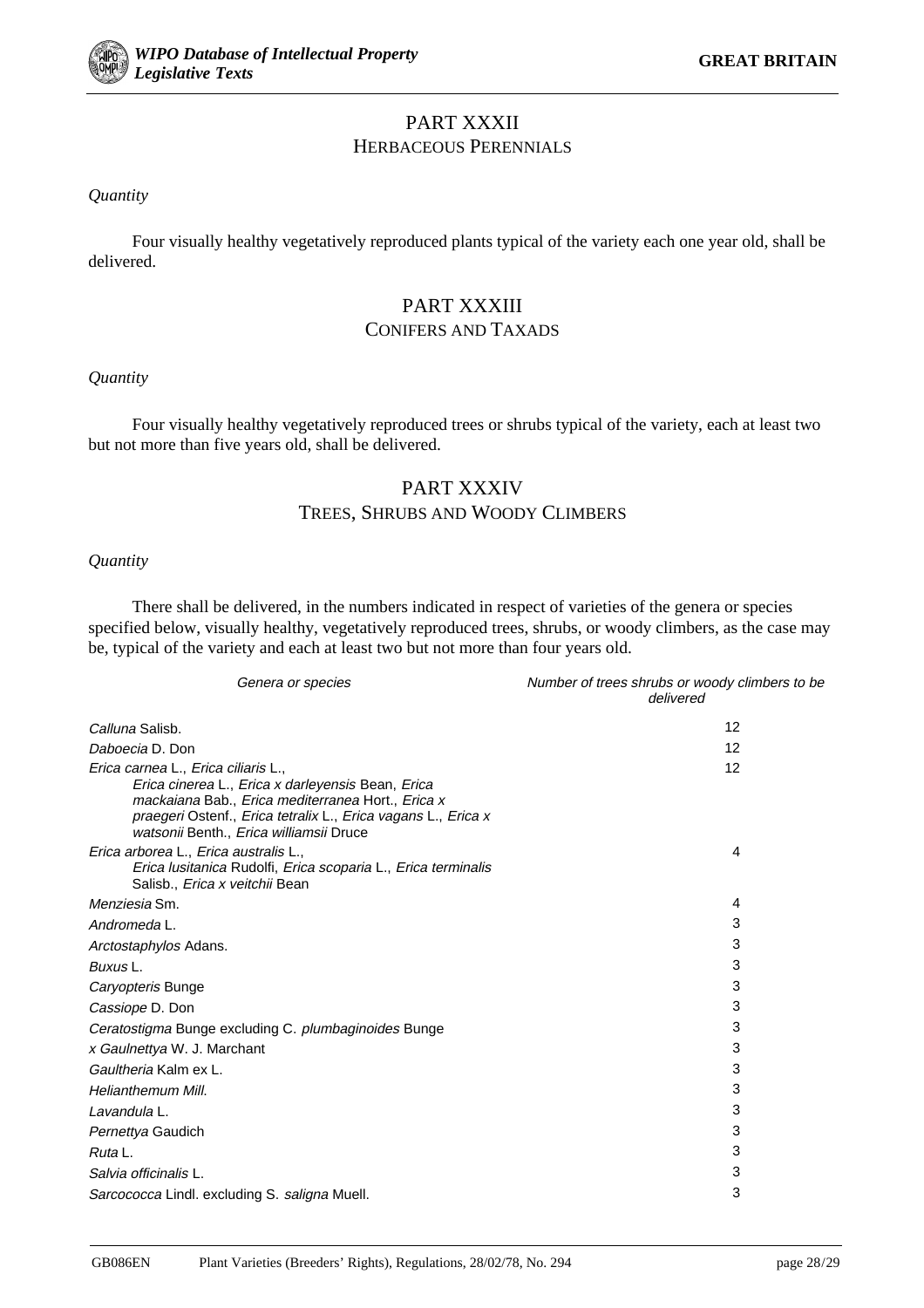## PART XXXII
### HERBACEOUS PERENNIALS

*Quantity*

Four visually healthy vegetatively reproduced plants typical of the variety each one year old, shall be delivered.

## PART XXXIII
### CONIFERS AND TAXADS

*Quantity*

Four visually healthy vegetatively reproduced trees or shrubs typical of the variety, each at least two but not more than five years old, shall be delivered.

## PART XXXIV
### TREES, SHRUBS AND WOODY CLIMBERS

*Quantity*

There shall be delivered, in the numbers indicated in respect of varieties of the genera or species specified below, visually healthy, vegetatively reproduced trees, shrubs, or woody climbers, as the case may be, typical of the variety and each at least two but not more than four years old.

| *Genera or species* | *Number of trees shrubs or woody climbers to be delivered* |
|---|---|
| *Calluna* Salisb. | 12 |
| *Daboecia* D. Don | 12 |
| *Erica carnea* L., *Erica ciliaris* L., *Erica cinerea* L., *Erica x darleyensis* Bean, *Erica mackaiana* Bab., *Erica mediterranea* Hort., *Erica x praegeri* Ostenf., *Erica tetralix* L., *Erica vagans* L., *Erica x watsonii* Benth., *Erica williamsii* Druce | 12 |
| *Erica arborea* L., *Erica australis* L., *Erica lusitanica* Rudolfi, *Erica scoparia* L., *Erica terminalis* Salisb., *Erica x veitchii* Bean | 4 |
| *Menziesia* Sm. | 4 |
| *Andromeda* L. | 3 |
| *Arctostaphylos* Adans. | 3 |
| *Buxus* L. | 3 |
| *Caryopteris* Bunge | 3 |
| *Cassiope* D. Don | 3 |
| *Ceratostigma* Bunge excluding C. *plumbaginoides* Bunge | 3 |
| *x Gaulnettya* W. J. Marchant | 3 |
| *Gaultheria* Kalm ex L. | 3 |
| *Helianthemum Mill.* | 3 |
| *Lavandula* L. | 3 |
| *Pernettya* Gaudich | 3 |
| *Ruta* L. | 3 |
| *Salvia officinalis* L. | 3 |
| *Sarcococca* Lindl. excluding S. *saligna* Muell. | 3 |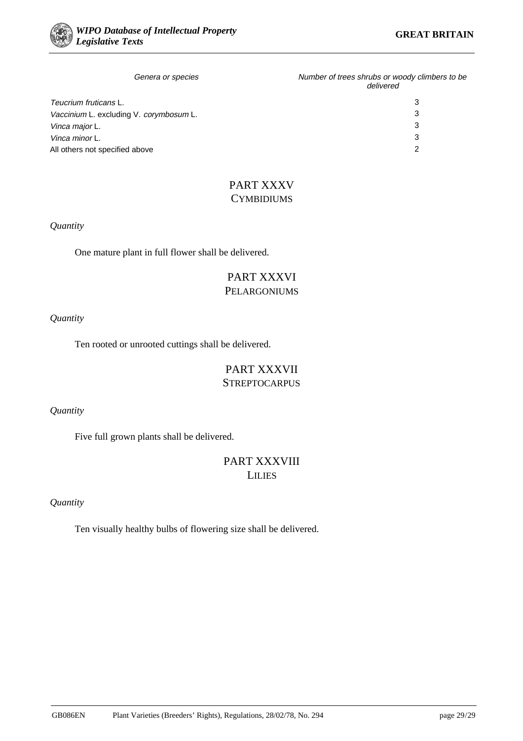| *Genera or species* | *Number of trees shrubs or woody climbers to be delivered* |
|---|---|
| *Teucrium fruticans* L. | 3 |
| *Vaccinium* L. excluding V. *corymbosum* L. | 3 |
| *Vinca major* L. | 3 |
| *Vinca minor* L. | 3 |
| All others not specified above | 2 |

## PART XXXV
## CYMBIDIUMS

*Quantity*

One mature plant in full flower shall be delivered.

## PART XXXVI
## PELARGONIUMS

*Quantity*

Ten rooted or unrooted cuttings shall be delivered.

## PART XXXVII
## STREPTOCARPUS

*Quantity*

Five full grown plants shall be delivered.

## PART XXXVIII
## LILIES

*Quantity*

Ten visually healthy bulbs of flowering size shall be delivered.